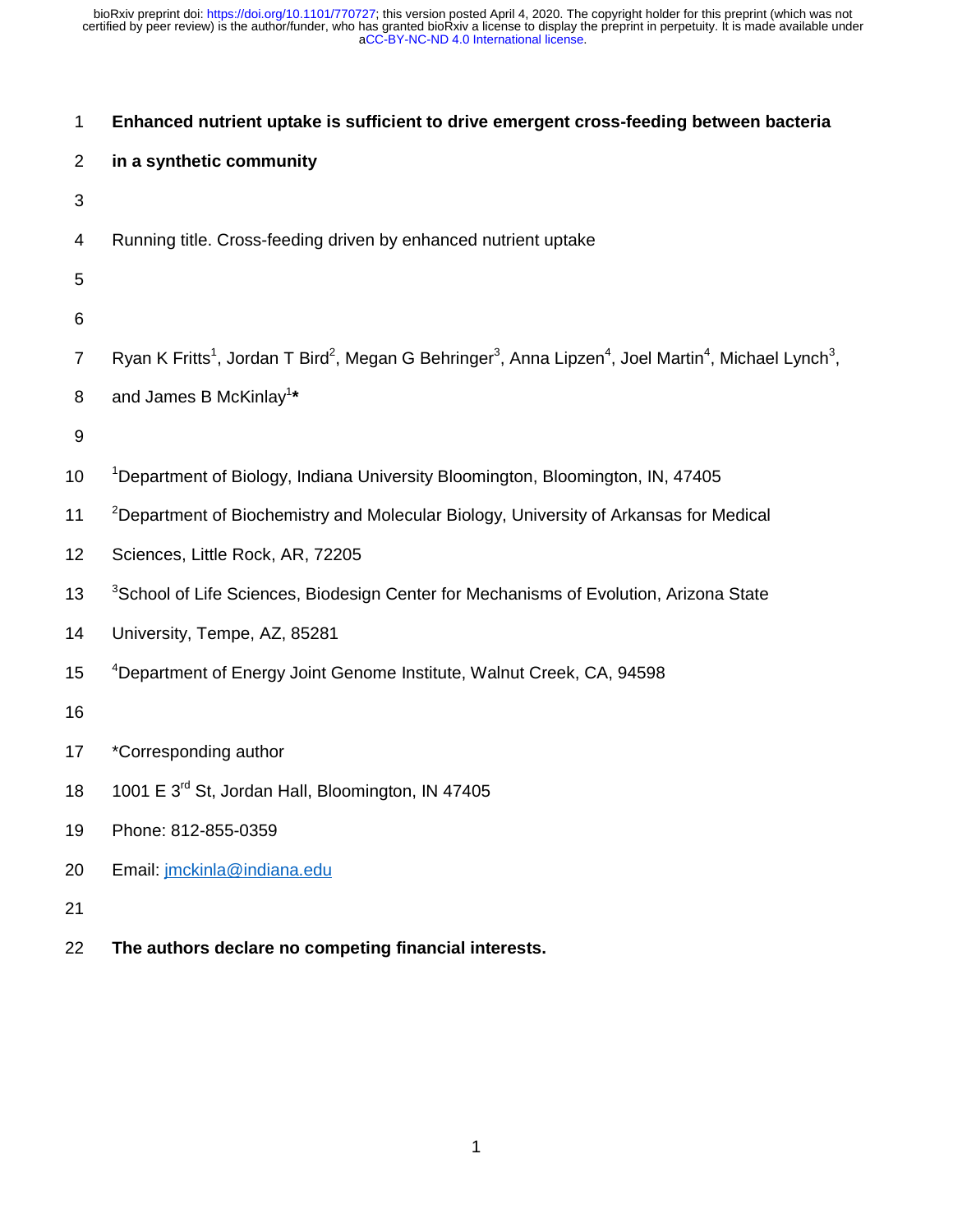# Enhanced nutrient uptake is sufficient to drive emergent cross-feeding between bacteria in a synthetic community

Running title. Cross-feeding driven by enhanced nutrient uptake

Ryan K Fritts[1], Jordan T Bird[2], Megan G Behringer[3], Anna Lipzen[4], Joel Martin[4], Michael Lynch[3], and James B McKinlay[1]*

[1]Department of Biology, Indiana University Bloomington, Bloomington, IN, 47405

[2]Department of Biochemistry and Molecular Biology, University of Arkansas for Medical Sciences, Little Rock, AR, 72205

[3]School of Life Sciences, Biodesign Center for Mechanisms of Evolution, Arizona State University, Tempe, AZ, 85281

[4]Department of Energy Joint Genome Institute, Walnut Creek, CA, 94598

*Corresponding author

1001 E 3rd St, Jordan Hall, Bloomington, IN 47405

Phone: 812-855-0359

Email: jmckinla@indiana.edu

**The authors declare no competing financial interests.**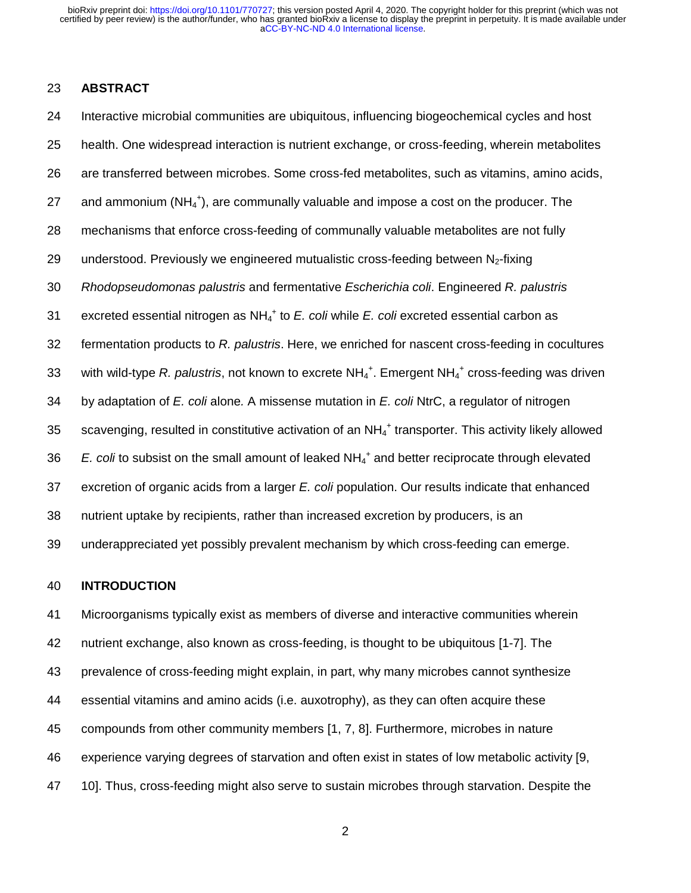## ABSTRACT

Interactive microbial communities are ubiquitous, influencing biogeochemical cycles and host health. One widespread interaction is nutrient exchange, or cross-feeding, wherein metabolites are transferred between microbes. Some cross-fed metabolites, such as vitamins, amino acids, and ammonium ($NH_4^+$), are communally valuable and impose a cost on the producer. The mechanisms that enforce cross-feeding of communally valuable metabolites are not fully understood. Previously we engineered mutualistic cross-feeding between $N_2$-fixing *Rhodopseudomonas palustris* and fermentative *Escherichia coli*. Engineered *R. palustris* excreted essential nitrogen as $NH_4^+$ to *E. coli* while *E. coli* excreted essential carbon as fermentation products to *R. palustris*. Here, we enriched for nascent cross-feeding in cocultures with wild-type *R. palustris*, not known to excrete $NH_4^+$. Emergent $NH_4^+$ cross-feeding was driven by adaptation of *E. coli* alone. A missense mutation in *E. coli* NtrC, a regulator of nitrogen scavenging, resulted in constitutive activation of an $NH_4^+$ transporter. This activity likely allowed *E. coli* to subsist on the small amount of leaked $NH_4^+$ and better reciprocate through elevated excretion of organic acids from a larger *E. coli* population. Our results indicate that enhanced nutrient uptake by recipients, rather than increased excretion by producers, is an underappreciated yet possibly prevalent mechanism by which cross-feeding can emerge.

## INTRODUCTION

Microorganisms typically exist as members of diverse and interactive communities wherein nutrient exchange, also known as cross-feeding, is thought to be ubiquitous [1-7]. The prevalence of cross-feeding might explain, in part, why many microbes cannot synthesize essential vitamins and amino acids (i.e. auxotrophy), as they can often acquire these compounds from other community members [1, 7, 8]. Furthermore, microbes in nature experience varying degrees of starvation and often exist in states of low metabolic activity [9, 10]. Thus, cross-feeding might also serve to sustain microbes through starvation. Despite the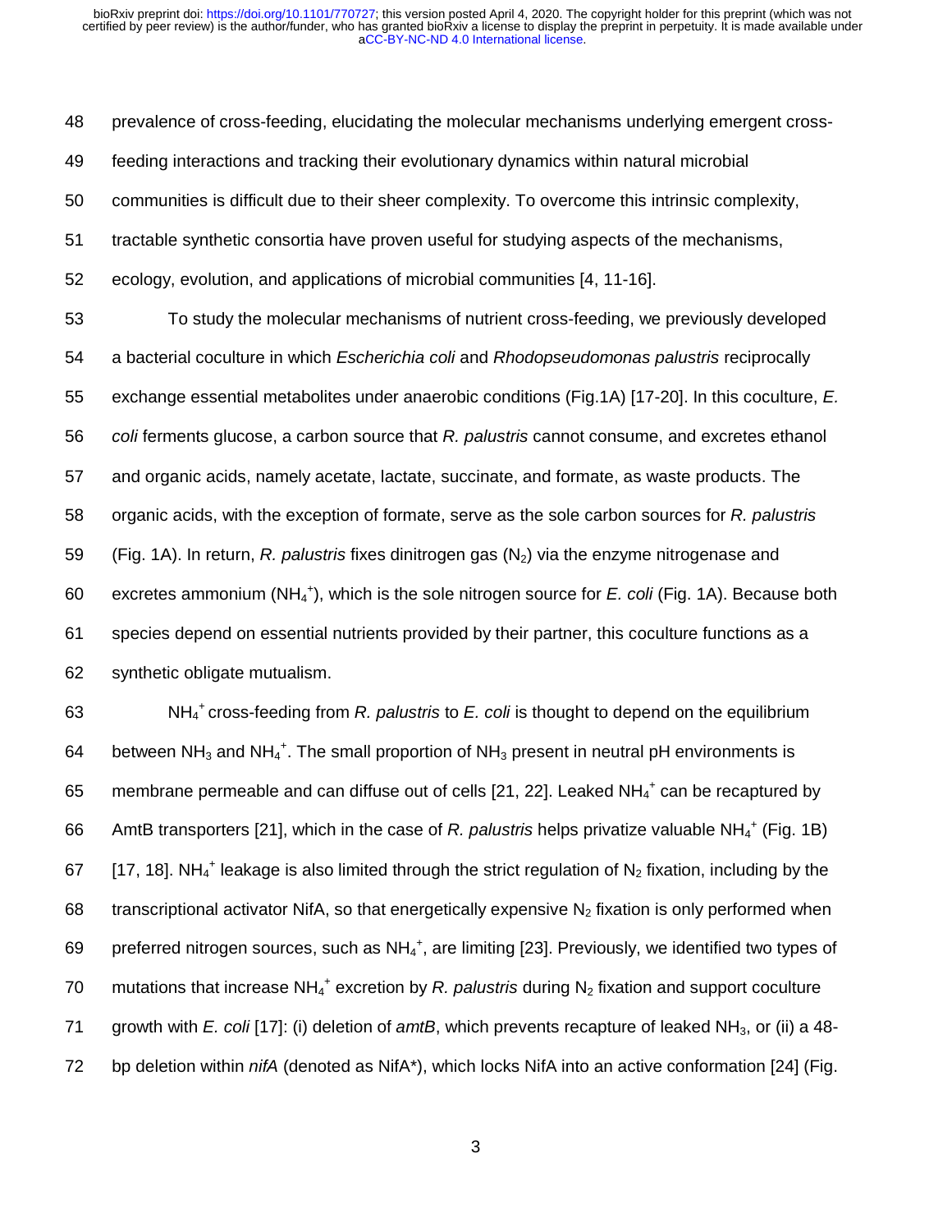prevalence of cross-feeding, elucidating the molecular mechanisms underlying emergent cross-feeding interactions and tracking their evolutionary dynamics within natural microbial communities is difficult due to their sheer complexity. To overcome this intrinsic complexity, tractable synthetic consortia have proven useful for studying aspects of the mechanisms, ecology, evolution, and applications of microbial communities [4, 11-16].

To study the molecular mechanisms of nutrient cross-feeding, we previously developed a bacterial coculture in which *Escherichia coli* and *Rhodopseudomonas palustris* reciprocally exchange essential metabolites under anaerobic conditions (Fig.1A) [17-20]. In this coculture, *E. coli* ferments glucose, a carbon source that *R. palustris* cannot consume, and excretes ethanol and organic acids, namely acetate, lactate, succinate, and formate, as waste products. The organic acids, with the exception of formate, serve as the sole carbon sources for *R. palustris* (Fig. 1A). In return, *R. palustris* fixes dinitrogen gas ($N_2$) via the enzyme nitrogenase and excretes ammonium ($NH_4^+$), which is the sole nitrogen source for *E. coli* (Fig. 1A). Because both species depend on essential nutrients provided by their partner, this coculture functions as a synthetic obligate mutualism.

$NH_4^+$ cross-feeding from *R. palustris* to *E. coli* is thought to depend on the equilibrium between $NH_3$ and $NH_4^+$. The small proportion of $NH_3$ present in neutral pH environments is membrane permeable and can diffuse out of cells [21, 22]. Leaked $NH_4^+$ can be recaptured by AmtB transporters [21], which in the case of *R. palustris* helps privatize valuable $NH_4^+$ (Fig. 1B) [17, 18]. $NH_4^+$ leakage is also limited through the strict regulation of $N_2$ fixation, including by the transcriptional activator NifA, so that energetically expensive $N_2$ fixation is only performed when preferred nitrogen sources, such as $NH_4^+$, are limiting [23]. Previously, we identified two types of mutations that increase $NH_4^+$ excretion by *R. palustris* during $N_2$ fixation and support coculture growth with *E. coli* [17]: (i) deletion of *amtB*, which prevents recapture of leaked $NH_3$, or (ii) a 48-bp deletion within *nifA* (denoted as NifA*), which locks NifA into an active conformation [24] (Fig.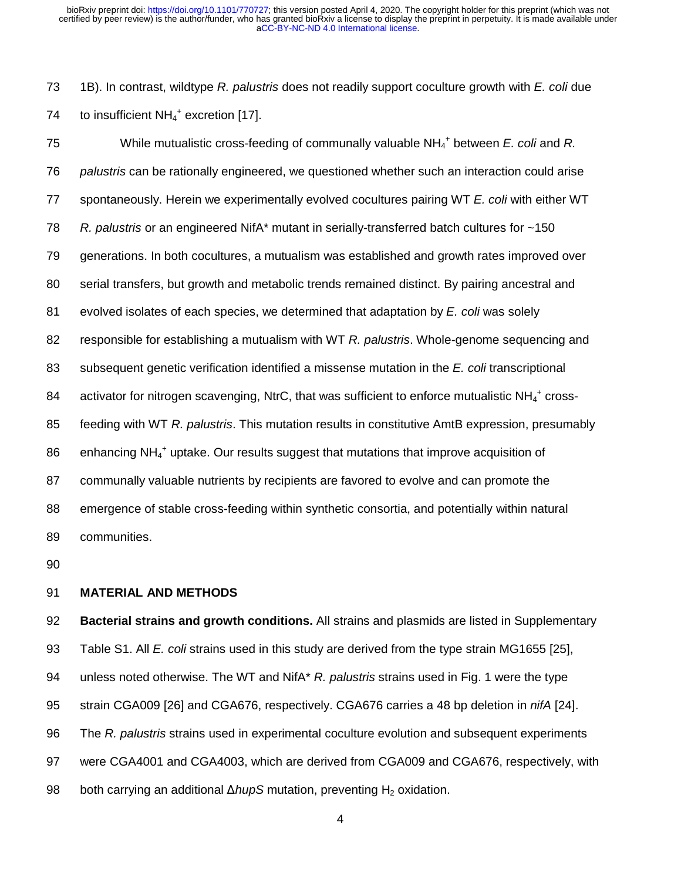1B). In contrast, wildtype *R. palustris* does not readily support coculture growth with *E. coli* due to insufficient $NH_4^+$ excretion [17].

While mutualistic cross-feeding of communally valuable $NH_4^+$ between *E. coli* and *R. palustris* can be rationally engineered, we questioned whether such an interaction could arise spontaneously. Herein we experimentally evolved cocultures pairing WT *E. coli* with either WT *R. palustris* or an engineered NifA* mutant in serially-transferred batch cultures for ~150 generations. In both cocultures, a mutualism was established and growth rates improved over serial transfers, but growth and metabolic trends remained distinct. By pairing ancestral and evolved isolates of each species, we determined that adaptation by *E. coli* was solely responsible for establishing a mutualism with WT *R. palustris*. Whole-genome sequencing and subsequent genetic verification identified a missense mutation in the *E. coli* transcriptional activator for nitrogen scavenging, NtrC, that was sufficient to enforce mutualistic $NH_4^+$ cross-feeding with WT *R. palustris*. This mutation results in constitutive AmtB expression, presumably enhancing $NH_4^+$ uptake. Our results suggest that mutations that improve acquisition of communally valuable nutrients by recipients are favored to evolve and can promote the emergence of stable cross-feeding within synthetic consortia, and potentially within natural communities.

## MATERIAL AND METHODS

**Bacterial strains and growth conditions.** All strains and plasmids are listed in Supplementary Table S1. All *E. coli* strains used in this study are derived from the type strain MG1655 [25], unless noted otherwise. The WT and NifA* *R. palustris* strains used in Fig. 1 were the type strain CGA009 [26] and CGA676, respectively. CGA676 carries a 48 bp deletion in *nifA* [24]. The *R. palustris* strains used in experimental coculture evolution and subsequent experiments were CGA4001 and CGA4003, which are derived from CGA009 and CGA676, respectively, with both carrying an additional Δ*hupS* mutation, preventing $H_2$ oxidation.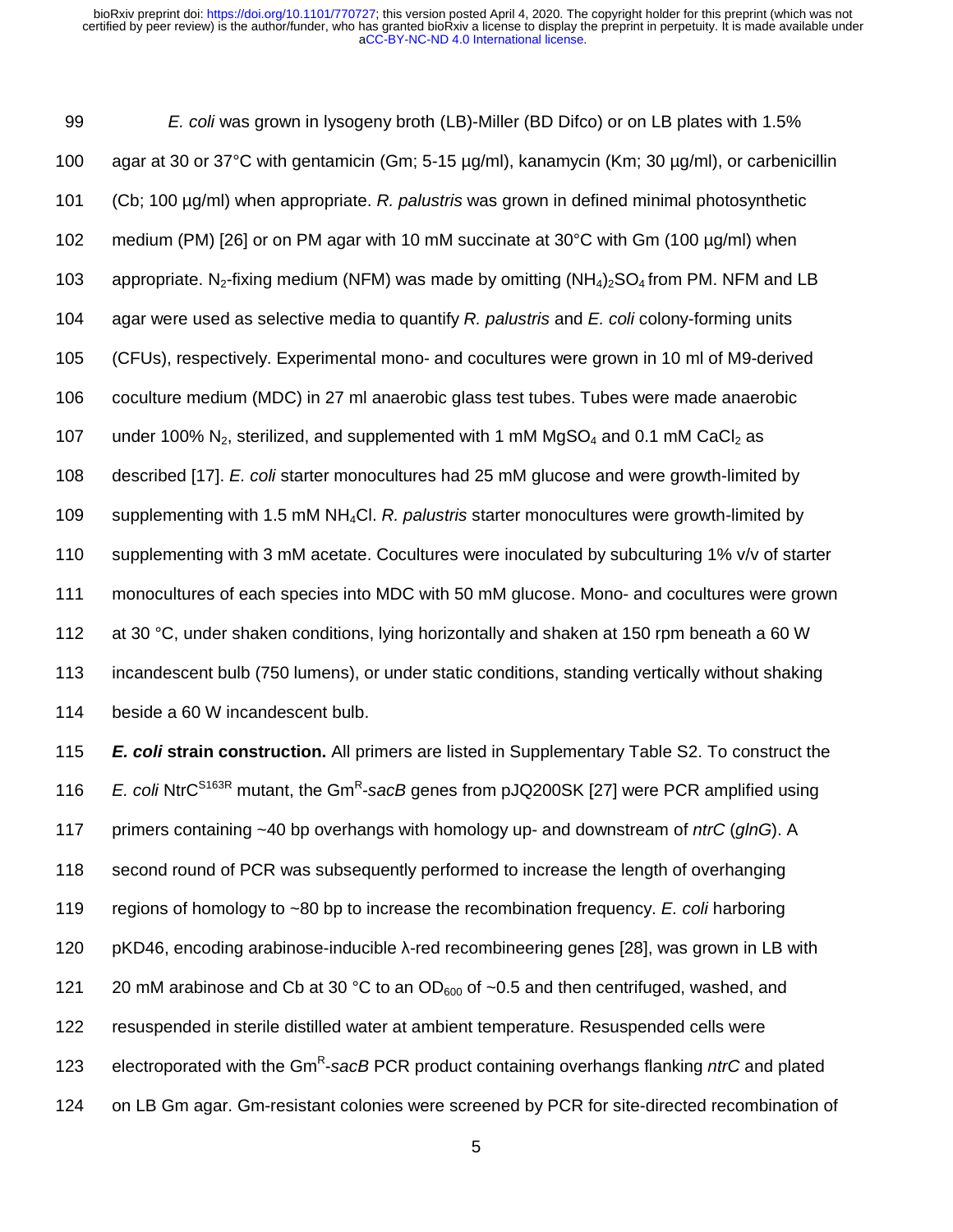*E. coli* was grown in lysogeny broth (LB)-Miller (BD Difco) or on LB plates with 1.5% agar at 30 or 37°C with gentamicin (Gm; 5-15 µg/ml), kanamycin (Km; 30 µg/ml), or carbenicillin (Cb; 100 µg/ml) when appropriate. *R. palustris* was grown in defined minimal photosynthetic medium (PM) [26] or on PM agar with 10 mM succinate at 30°C with Gm (100 µg/ml) when appropriate. $N_2$-fixing medium (NFM) was made by omitting $(NH_4)_2SO_4$ from PM. NFM and LB agar were used as selective media to quantify *R. palustris* and *E. coli* colony-forming units (CFUs), respectively. Experimental mono- and cocultures were grown in 10 ml of M9-derived coculture medium (MDC) in 27 ml anaerobic glass test tubes. Tubes were made anaerobic under 100% $N_2$, sterilized, and supplemented with 1 mM $MgSO_4$ and 0.1 mM $CaCl_2$ as described [17]. *E. coli* starter monocultures had 25 mM glucose and were growth-limited by supplementing with 1.5 mM $NH_4Cl$. *R. palustris* starter monocultures were growth-limited by supplementing with 3 mM acetate. Cocultures were inoculated by subculturing 1% v/v of starter monocultures of each species into MDC with 50 mM glucose. Mono- and cocultures were grown at 30 °C, under shaken conditions, lying horizontally and shaken at 150 rpm beneath a 60 W incandescent bulb (750 lumens), or under static conditions, standing vertically without shaking beside a 60 W incandescent bulb.

***E. coli* strain construction.** All primers are listed in Supplementary Table S2. To construct the *E. coli* $NtrC^{S163R}$ mutant, the $Gm^R$-*sacB* genes from pJQ200SK [27] were PCR amplified using primers containing ~40 bp overhangs with homology up- and downstream of *ntrC* (*glnG*). A second round of PCR was subsequently performed to increase the length of overhanging regions of homology to ~80 bp to increase the recombination frequency. *E. coli* harboring pKD46, encoding arabinose-inducible λ-red recombineering genes [28], was grown in LB with 20 mM arabinose and Cb at 30 °C to an $OD_{600}$ of ~0.5 and then centrifuged, washed, and resuspended in sterile distilled water at ambient temperature. Resuspended cells were electroporated with the $Gm^R$-*sacB* PCR product containing overhangs flanking *ntrC* and plated on LB Gm agar. Gm-resistant colonies were screened by PCR for site-directed recombination of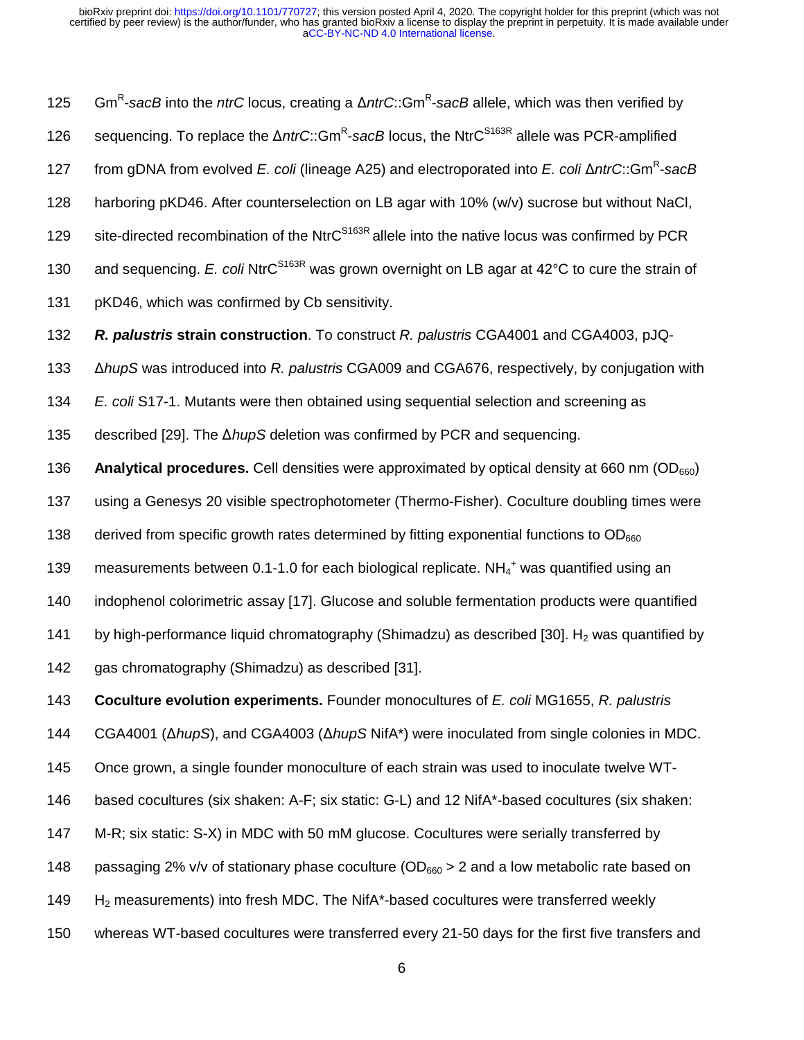$Gm^R$-*sacB* into the *ntrC* locus, creating a Δ*ntrC*::$Gm^R$-*sacB* allele, which was then verified by sequencing. To replace the Δ*ntrC*::$Gm^R$-*sacB* locus, the $NtrC^{S163R}$ allele was PCR-amplified from gDNA from evolved *E. coli* (lineage A25) and electroporated into *E. coli* Δ*ntrC*::$Gm^R$-*sacB* harboring pKD46. After counterselection on LB agar with 10% (w/v) sucrose but without NaCl, site-directed recombination of the $NtrC^{S163R}$ allele into the native locus was confirmed by PCR and sequencing. *E. coli* $NtrC^{S163R}$ was grown overnight on LB agar at 42°C to cure the strain of pKD46, which was confirmed by Cb sensitivity.

***R. palustris* strain construction**. To construct *R. palustris* CGA4001 and CGA4003, pJQ-Δ*hupS* was introduced into *R. palustris* CGA009 and CGA676, respectively, by conjugation with *E. coli* S17-1. Mutants were then obtained using sequential selection and screening as described [29]. The Δ*hupS* deletion was confirmed by PCR and sequencing.

**Analytical procedures.** Cell densities were approximated by optical density at 660 nm ($OD_{660}$) using a Genesys 20 visible spectrophotometer (Thermo-Fisher). Coculture doubling times were derived from specific growth rates determined by fitting exponential functions to $OD_{660}$ measurements between 0.1-1.0 for each biological replicate. $NH_4^+$ was quantified using an indophenol colorimetric assay [17]. Glucose and soluble fermentation products were quantified by high-performance liquid chromatography (Shimadzu) as described [30]. $H_2$ was quantified by gas chromatography (Shimadzu) as described [31].

**Coculture evolution experiments.** Founder monocultures of *E. coli* MG1655, *R. palustris* CGA4001 (Δ*hupS*), and CGA4003 (Δ*hupS* NifA*) were inoculated from single colonies in MDC. Once grown, a single founder monoculture of each strain was used to inoculate twelve WT-based cocultures (six shaken: A-F; six static: G-L) and 12 NifA*-based cocultures (six shaken: M-R; six static: S-X) in MDC with 50 mM glucose. Cocultures were serially transferred by passaging 2% v/v of stationary phase coculture ($OD_{660} > 2$ and a low metabolic rate based on $H_2$ measurements) into fresh MDC. The NifA*-based cocultures were transferred weekly whereas WT-based cocultures were transferred every 21-50 days for the first five transfers and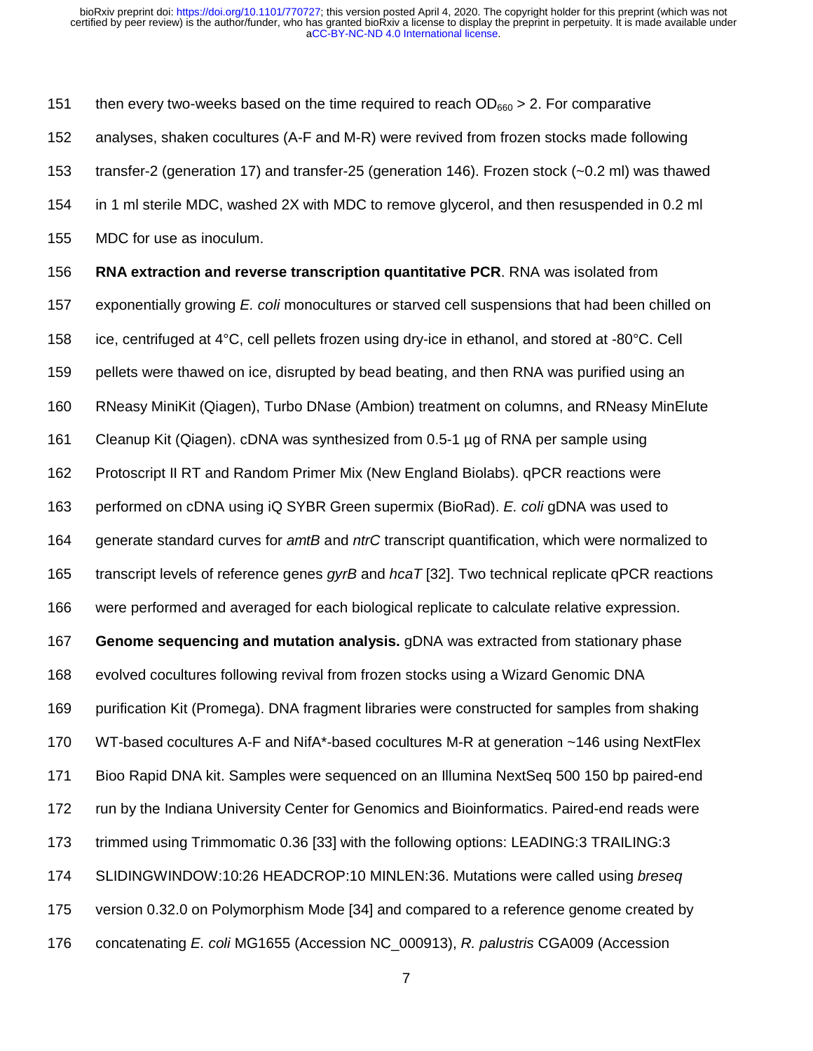then every two-weeks based on the time required to reach $OD_{660}$ > 2. For comparative analyses, shaken cocultures (A-F and M-R) were revived from frozen stocks made following transfer-2 (generation 17) and transfer-25 (generation 146). Frozen stock (~0.2 ml) was thawed in 1 ml sterile MDC, washed 2X with MDC to remove glycerol, and then resuspended in 0.2 ml MDC for use as inoculum.

**RNA extraction and reverse transcription quantitative PCR**. RNA was isolated from exponentially growing *E. coli* monocultures or starved cell suspensions that had been chilled on ice, centrifuged at 4°C, cell pellets frozen using dry-ice in ethanol, and stored at -80°C. Cell pellets were thawed on ice, disrupted by bead beating, and then RNA was purified using an RNeasy MiniKit (Qiagen), Turbo DNase (Ambion) treatment on columns, and RNeasy MinElute Cleanup Kit (Qiagen). cDNA was synthesized from 0.5-1 µg of RNA per sample using Protoscript II RT and Random Primer Mix (New England Biolabs). qPCR reactions were performed on cDNA using iQ SYBR Green supermix (BioRad). *E. coli* gDNA was used to generate standard curves for *amtB* and *ntrC* transcript quantification, which were normalized to transcript levels of reference genes *gyrB* and *hcaT* [32]. Two technical replicate qPCR reactions were performed and averaged for each biological replicate to calculate relative expression.

**Genome sequencing and mutation analysis.** gDNA was extracted from stationary phase evolved cocultures following revival from frozen stocks using a Wizard Genomic DNA purification Kit (Promega). DNA fragment libraries were constructed for samples from shaking WT-based cocultures A-F and NifA*-based cocultures M-R at generation ~146 using NextFlex Bioo Rapid DNA kit. Samples were sequenced on an Illumina NextSeq 500 150 bp paired-end run by the Indiana University Center for Genomics and Bioinformatics. Paired-end reads were trimmed using Trimmomatic 0.36 [33] with the following options: LEADING:3 TRAILING:3 SLIDINGWINDOW:10:26 HEADCROP:10 MINLEN:36. Mutations were called using *breseq* version 0.32.0 on Polymorphism Mode [34] and compared to a reference genome created by concatenating *E. coli* MG1655 (Accession NC_000913), *R. palustris* CGA009 (Accession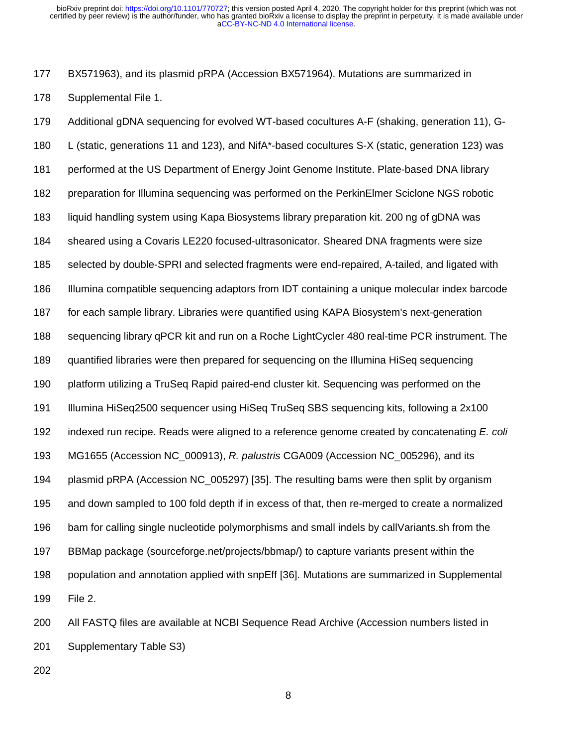BX571963), and its plasmid pRPA (Accession BX571964). Mutations are summarized in Supplemental File 1.

Additional gDNA sequencing for evolved WT-based cocultures A-F (shaking, generation 11), G-L (static, generations 11 and 123), and NifA*-based cocultures S-X (static, generation 123) was performed at the US Department of Energy Joint Genome Institute. Plate-based DNA library preparation for Illumina sequencing was performed on the PerkinElmer Sciclone NGS robotic liquid handling system using Kapa Biosystems library preparation kit. 200 ng of gDNA was sheared using a Covaris LE220 focused-ultrasonicator. Sheared DNA fragments were size selected by double-SPRI and selected fragments were end-repaired, A-tailed, and ligated with Illumina compatible sequencing adaptors from IDT containing a unique molecular index barcode for each sample library. Libraries were quantified using KAPA Biosystem's next-generation sequencing library qPCR kit and run on a Roche LightCycler 480 real-time PCR instrument. The quantified libraries were then prepared for sequencing on the Illumina HiSeq sequencing platform utilizing a TruSeq Rapid paired-end cluster kit. Sequencing was performed on the Illumina HiSeq2500 sequencer using HiSeq TruSeq SBS sequencing kits, following a 2x100 indexed run recipe. Reads were aligned to a reference genome created by concatenating *E. coli* MG1655 (Accession NC_000913), *R. palustris* CGA009 (Accession NC_005296), and its plasmid pRPA (Accession NC_005297) [35]. The resulting bams were then split by organism and down sampled to 100 fold depth if in excess of that, then re-merged to create a normalized bam for calling single nucleotide polymorphisms and small indels by callVariants.sh from the BBMap package (sourceforge.net/projects/bbmap/) to capture variants present within the population and annotation applied with snpEff [36]. Mutations are summarized in Supplemental File 2.

All FASTQ files are available at NCBI Sequence Read Archive (Accession numbers listed in Supplementary Table S3)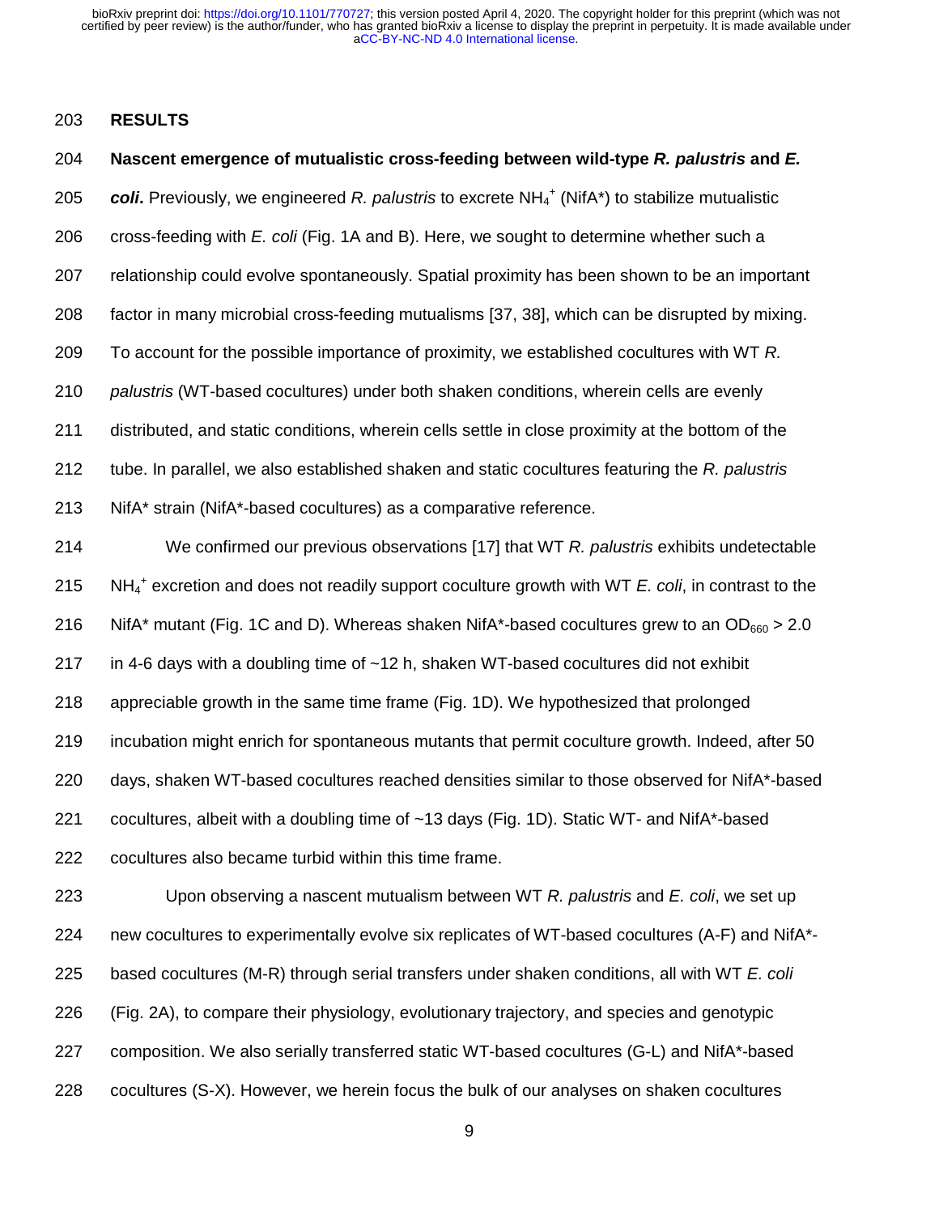## RESULTS

**Nascent emergence of mutualistic cross-feeding between wild-type *R. palustris* and *E. coli*.** Previously, we engineered *R. palustris* to excrete $NH_4^+$ (NifA*) to stabilize mutualistic cross-feeding with *E. coli* (Fig. 1A and B). Here, we sought to determine whether such a relationship could evolve spontaneously. Spatial proximity has been shown to be an important factor in many microbial cross-feeding mutualisms [37, 38], which can be disrupted by mixing. To account for the possible importance of proximity, we established cocultures with WT *R. palustris* (WT-based cocultures) under both shaken conditions, wherein cells are evenly distributed, and static conditions, wherein cells settle in close proximity at the bottom of the tube. In parallel, we also established shaken and static cocultures featuring the *R. palustris* NifA* strain (NifA*-based cocultures) as a comparative reference.

We confirmed our previous observations [17] that WT *R. palustris* exhibits undetectable $NH_4^+$ excretion and does not readily support coculture growth with WT *E. coli*, in contrast to the NifA* mutant (Fig. 1C and D). Whereas shaken NifA*-based cocultures grew to an $OD_{660} > 2.0$ in 4-6 days with a doubling time of ~12 h, shaken WT-based cocultures did not exhibit appreciable growth in the same time frame (Fig. 1D). We hypothesized that prolonged incubation might enrich for spontaneous mutants that permit coculture growth. Indeed, after 50 days, shaken WT-based cocultures reached densities similar to those observed for NifA*-based cocultures, albeit with a doubling time of ~13 days (Fig. 1D). Static WT- and NifA*-based cocultures also became turbid within this time frame.

Upon observing a nascent mutualism between WT *R. palustris* and *E. coli*, we set up new cocultures to experimentally evolve six replicates of WT-based cocultures (A-F) and NifA*-based cocultures (M-R) through serial transfers under shaken conditions, all with WT *E. coli* (Fig. 2A), to compare their physiology, evolutionary trajectory, and species and genotypic composition. We also serially transferred static WT-based cocultures (G-L) and NifA*-based cocultures (S-X). However, we herein focus the bulk of our analyses on shaken cocultures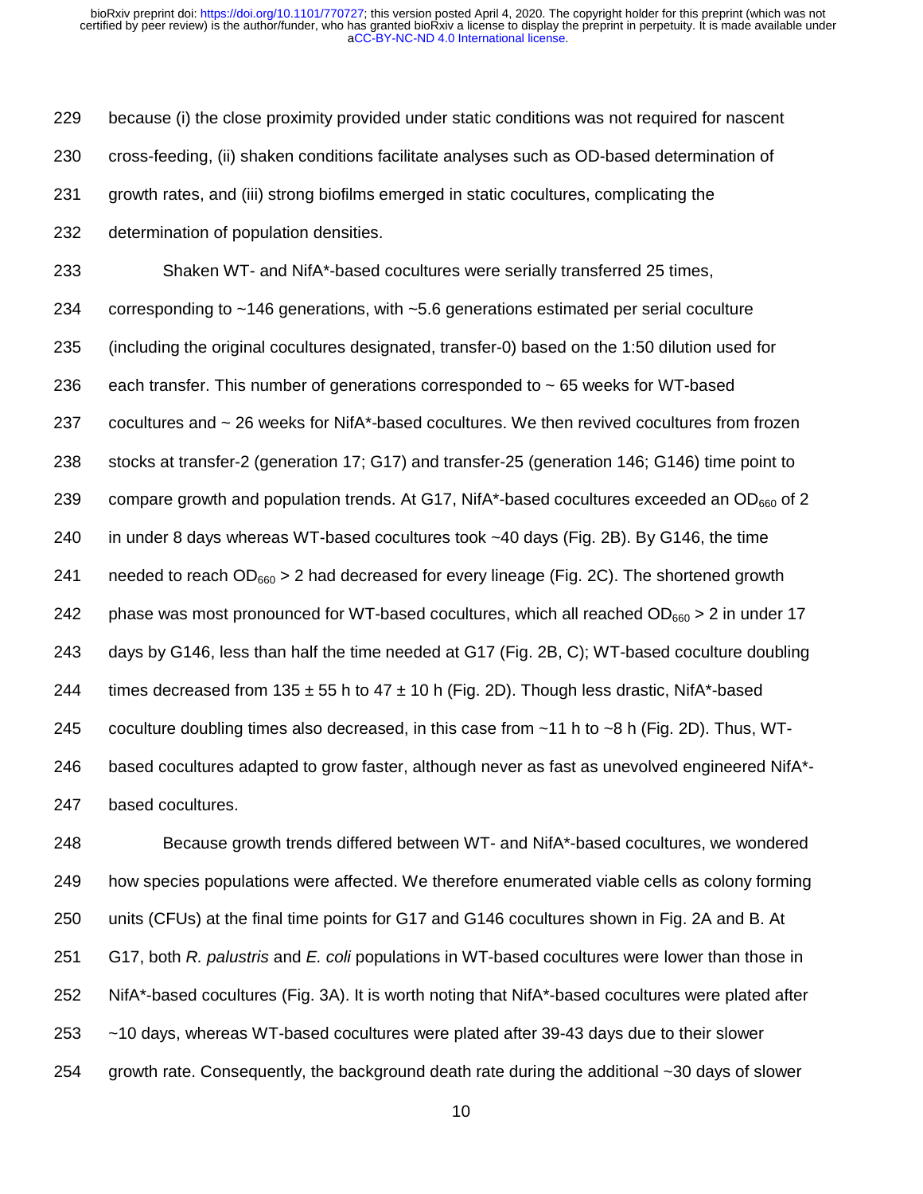because (i) the close proximity provided under static conditions was not required for nascent cross-feeding, (ii) shaken conditions facilitate analyses such as OD-based determination of growth rates, and (iii) strong biofilms emerged in static cocultures, complicating the determination of population densities.

Shaken WT- and NifA*-based cocultures were serially transferred 25 times, corresponding to ~146 generations, with ~5.6 generations estimated per serial coculture (including the original cocultures designated, transfer-0) based on the 1:50 dilution used for each transfer. This number of generations corresponded to ~ 65 weeks for WT-based cocultures and ~ 26 weeks for NifA*-based cocultures. We then revived cocultures from frozen stocks at transfer-2 (generation 17; G17) and transfer-25 (generation 146; G146) time point to compare growth and population trends. At G17, NifA*-based cocultures exceeded an $OD_{660}$ of 2 in under 8 days whereas WT-based cocultures took ~40 days (Fig. 2B). By G146, the time needed to reach $OD_{660} > 2$ had decreased for every lineage (Fig. 2C). The shortened growth phase was most pronounced for WT-based cocultures, which all reached $OD_{660} > 2$ in under 17 days by G146, less than half the time needed at G17 (Fig. 2B, C); WT-based coculture doubling times decreased from 135 ± 55 h to 47 ± 10 h (Fig. 2D). Though less drastic, NifA*-based coculture doubling times also decreased, in this case from ~11 h to ~8 h (Fig. 2D). Thus, WT-based cocultures adapted to grow faster, although never as fast as unevolved engineered NifA*-based cocultures.

Because growth trends differed between WT- and NifA*-based cocultures, we wondered how species populations were affected. We therefore enumerated viable cells as colony forming units (CFUs) at the final time points for G17 and G146 cocultures shown in Fig. 2A and B. At G17, both *R. palustris* and *E. coli* populations in WT-based cocultures were lower than those in NifA*-based cocultures (Fig. 3A). It is worth noting that NifA*-based cocultures were plated after ~10 days, whereas WT-based cocultures were plated after 39-43 days due to their slower growth rate. Consequently, the background death rate during the additional ~30 days of slower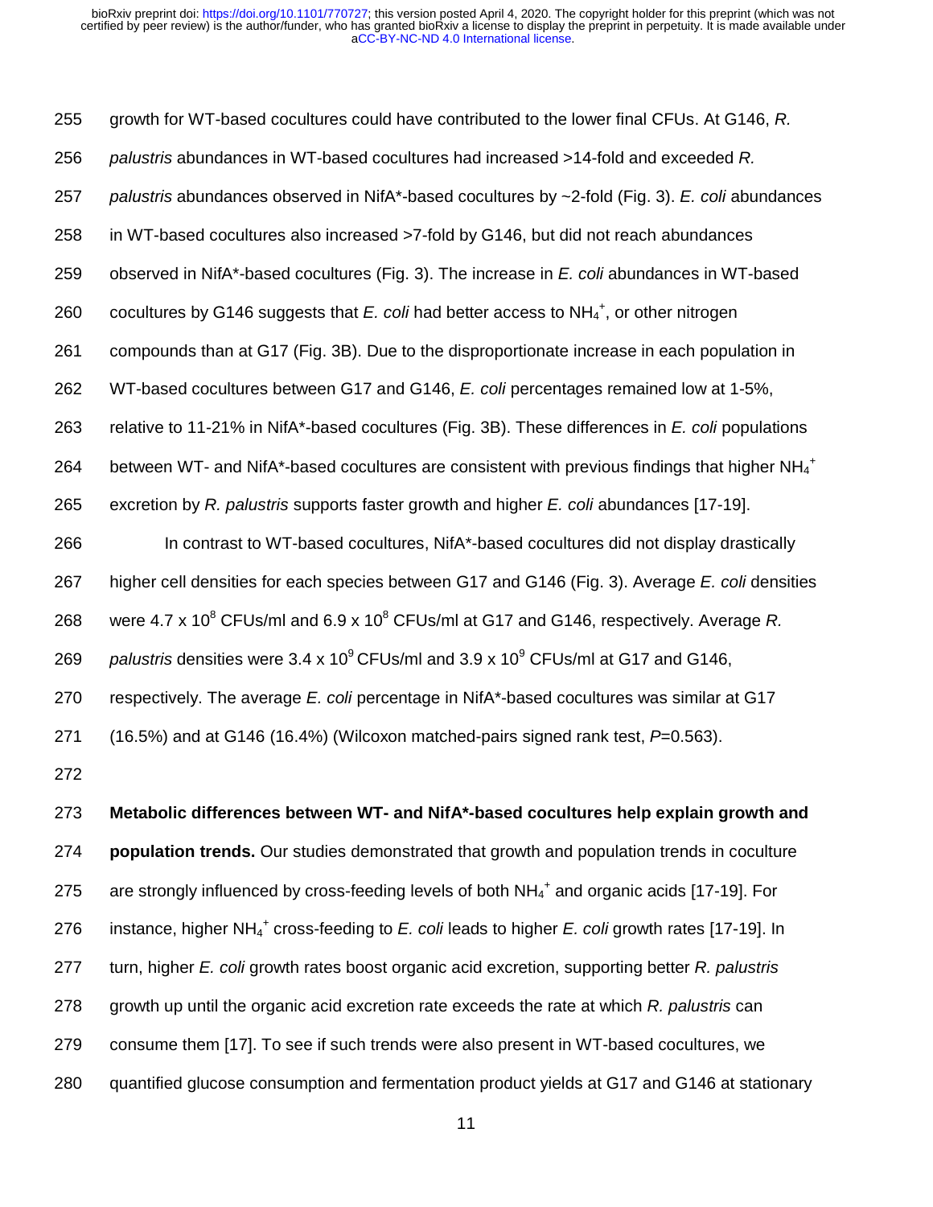growth for WT-based cocultures could have contributed to the lower final CFUs. At G146, *R. palustris* abundances in WT-based cocultures had increased >14-fold and exceeded *R. palustris* abundances observed in NifA*-based cocultures by ~2-fold (Fig. 3). *E. coli* abundances in WT-based cocultures also increased >7-fold by G146, but did not reach abundances observed in NifA*-based cocultures (Fig. 3). The increase in *E. coli* abundances in WT-based cocultures by G146 suggests that *E. coli* had better access to $NH_4^+$, or other nitrogen compounds than at G17 (Fig. 3B). Due to the disproportionate increase in each population in WT-based cocultures between G17 and G146, *E. coli* percentages remained low at 1-5%, relative to 11-21% in NifA*-based cocultures (Fig. 3B). These differences in *E. coli* populations between WT- and NifA*-based cocultures are consistent with previous findings that higher $NH_4^+$ excretion by *R. palustris* supports faster growth and higher *E. coli* abundances [17-19].

In contrast to WT-based cocultures, NifA*-based cocultures did not display drastically higher cell densities for each species between G17 and G146 (Fig. 3). Average *E. coli* densities were 4.7 x $10^8$ CFUs/ml and 6.9 x $10^8$ CFUs/ml at G17 and G146, respectively. Average *R. palustris* densities were 3.4 x $10^9$ CFUs/ml and 3.9 x $10^9$ CFUs/ml at G17 and G146, respectively. The average *E. coli* percentage in NifA*-based cocultures was similar at G17 (16.5%) and at G146 (16.4%) (Wilcoxon matched-pairs signed rank test, $P$=0.563).

**Metabolic differences between WT- and NifA*-based cocultures help explain growth and population trends.** Our studies demonstrated that growth and population trends in coculture are strongly influenced by cross-feeding levels of both $NH_4^+$ and organic acids [17-19]. For instance, higher $NH_4^+$ cross-feeding to *E. coli* leads to higher *E. coli* growth rates [17-19]. In turn, higher *E. coli* growth rates boost organic acid excretion, supporting better *R. palustris* growth up until the organic acid excretion rate exceeds the rate at which *R. palustris* can consume them [17]. To see if such trends were also present in WT-based cocultures, we quantified glucose consumption and fermentation product yields at G17 and G146 at stationary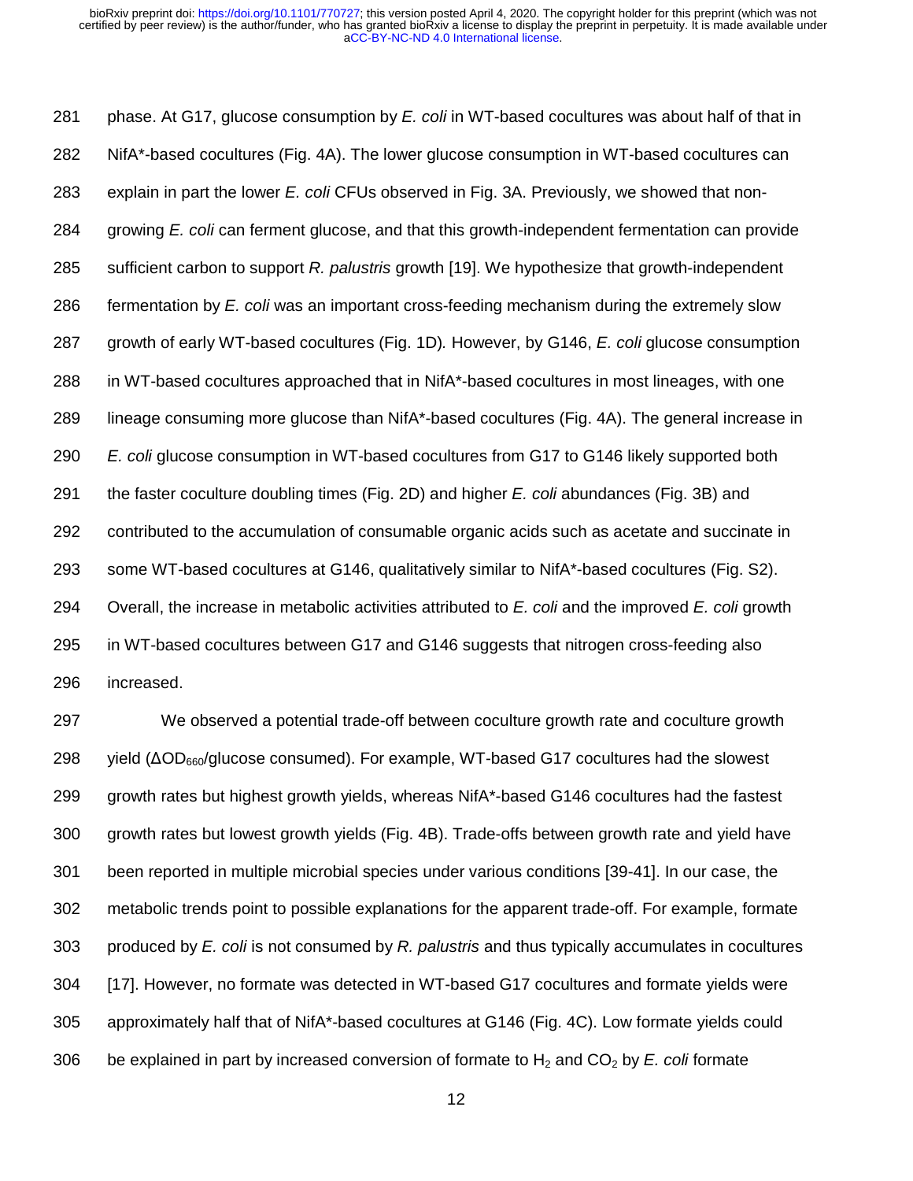phase. At G17, glucose consumption by *E. coli* in WT-based cocultures was about half of that in NifA*-based cocultures (Fig. 4A). The lower glucose consumption in WT-based cocultures can explain in part the lower *E. coli* CFUs observed in Fig. 3A. Previously, we showed that non-growing *E. coli* can ferment glucose, and that this growth-independent fermentation can provide sufficient carbon to support *R. palustris* growth [19]. We hypothesize that growth-independent fermentation by *E. coli* was an important cross-feeding mechanism during the extremely slow growth of early WT-based cocultures (Fig. 1D). However, by G146, *E. coli* glucose consumption in WT-based cocultures approached that in NifA*-based cocultures in most lineages, with one lineage consuming more glucose than NifA*-based cocultures (Fig. 4A). The general increase in *E. coli* glucose consumption in WT-based cocultures from G17 to G146 likely supported both the faster coculture doubling times (Fig. 2D) and higher *E. coli* abundances (Fig. 3B) and contributed to the accumulation of consumable organic acids such as acetate and succinate in some WT-based cocultures at G146, qualitatively similar to NifA*-based cocultures (Fig. S2). Overall, the increase in metabolic activities attributed to *E. coli* and the improved *E. coli* growth in WT-based cocultures between G17 and G146 suggests that nitrogen cross-feeding also increased.

We observed a potential trade-off between coculture growth rate and coculture growth yield ($\Delta OD_{660}$/glucose consumed). For example, WT-based G17 cocultures had the slowest growth rates but highest growth yields, whereas NifA*-based G146 cocultures had the fastest growth rates but lowest growth yields (Fig. 4B). Trade-offs between growth rate and yield have been reported in multiple microbial species under various conditions [39-41]. In our case, the metabolic trends point to possible explanations for the apparent trade-off. For example, formate produced by *E. coli* is not consumed by *R. palustris* and thus typically accumulates in cocultures [17]. However, no formate was detected in WT-based G17 cocultures and formate yields were approximately half that of NifA*-based cocultures at G146 (Fig. 4C). Low formate yields could be explained in part by increased conversion of formate to $H_2$ and $CO_2$ by *E. coli* formate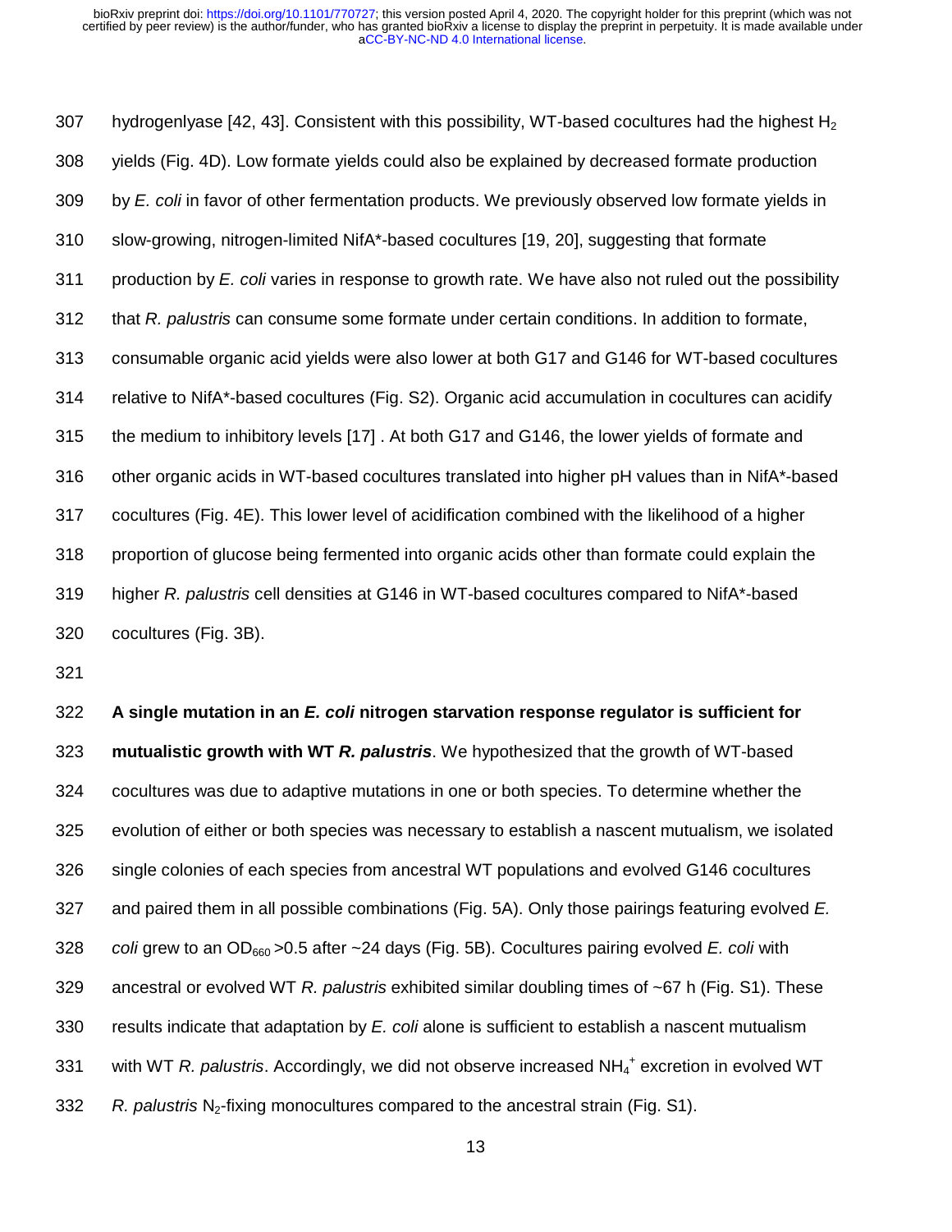hydrogenlyase [42, 43]. Consistent with this possibility, WT-based cocultures had the highest $H_2$ yields (Fig. 4D). Low formate yields could also be explained by decreased formate production by *E. coli* in favor of other fermentation products. We previously observed low formate yields in slow-growing, nitrogen-limited NifA*-based cocultures [19, 20], suggesting that formate production by *E. coli* varies in response to growth rate. We have also not ruled out the possibility that *R. palustris* can consume some formate under certain conditions. In addition to formate, consumable organic acid yields were also lower at both G17 and G146 for WT-based cocultures relative to NifA*-based cocultures (Fig. S2). Organic acid accumulation in cocultures can acidify the medium to inhibitory levels [17] . At both G17 and G146, the lower yields of formate and other organic acids in WT-based cocultures translated into higher pH values than in NifA*-based cocultures (Fig. 4E). This lower level of acidification combined with the likelihood of a higher proportion of glucose being fermented into organic acids other than formate could explain the higher *R. palustris* cell densities at G146 in WT-based cocultures compared to NifA*-based cocultures (Fig. 3B).

**A single mutation in an *E. coli* nitrogen starvation response regulator is sufficient for mutualistic growth with WT *R. palustris***. We hypothesized that the growth of WT-based cocultures was due to adaptive mutations in one or both species. To determine whether the evolution of either or both species was necessary to establish a nascent mutualism, we isolated single colonies of each species from ancestral WT populations and evolved G146 cocultures and paired them in all possible combinations (Fig. 5A). Only those pairings featuring evolved *E. coli* grew to an $OD_{660}$ >0.5 after ~24 days (Fig. 5B). Cocultures pairing evolved *E. coli* with ancestral or evolved WT *R. palustris* exhibited similar doubling times of ~67 h (Fig. S1). These results indicate that adaptation by *E. coli* alone is sufficient to establish a nascent mutualism with WT *R. palustris*. Accordingly, we did not observe increased $NH_4^+$ excretion in evolved WT *R. palustris* $N_2$-fixing monocultures compared to the ancestral strain (Fig. S1).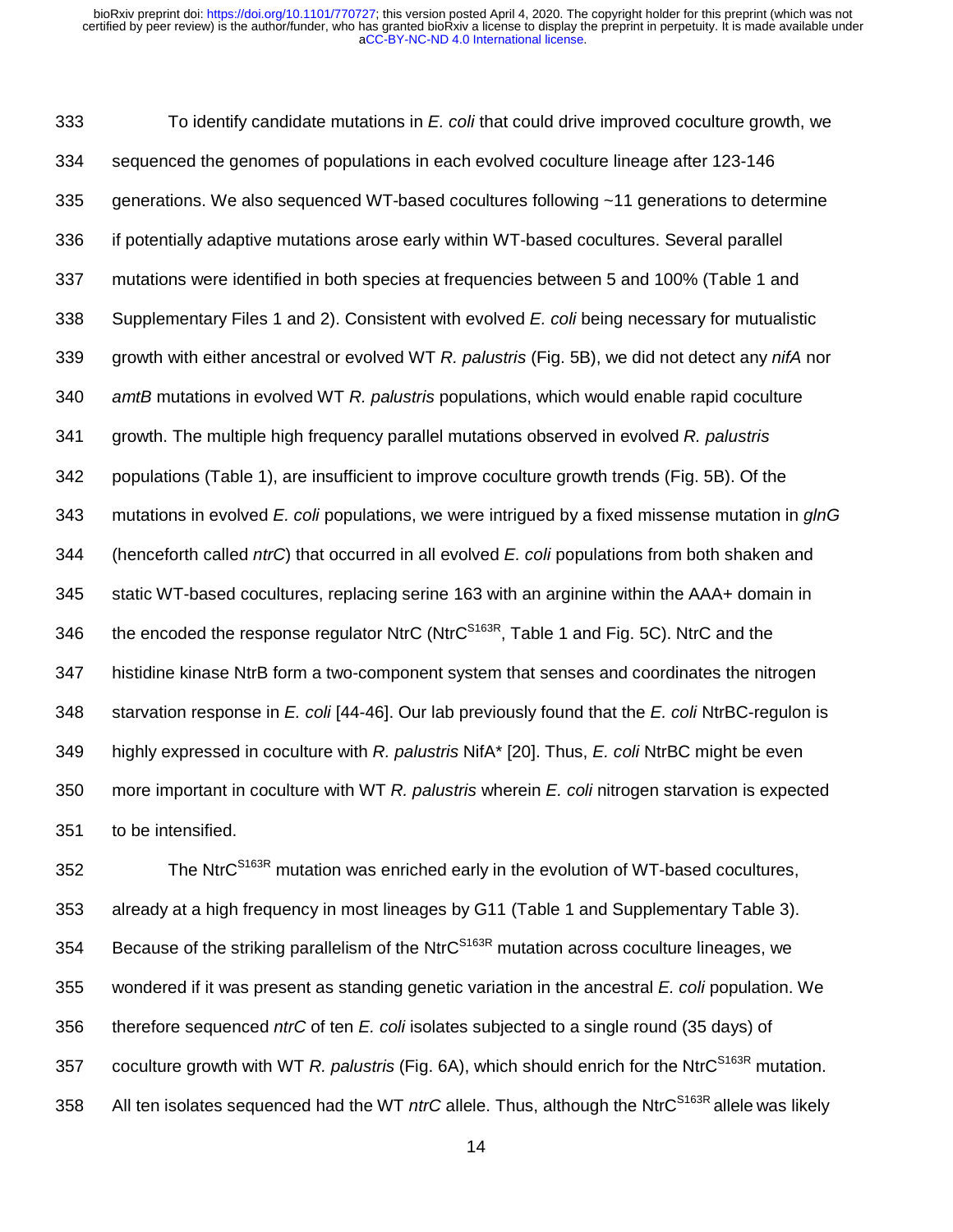To identify candidate mutations in *E. coli* that could drive improved coculture growth, we sequenced the genomes of populations in each evolved coculture lineage after 123-146 generations. We also sequenced WT-based cocultures following ~11 generations to determine if potentially adaptive mutations arose early within WT-based cocultures. Several parallel mutations were identified in both species at frequencies between 5 and 100% (Table 1 and Supplementary Files 1 and 2). Consistent with evolved *E. coli* being necessary for mutualistic growth with either ancestral or evolved WT *R. palustris* (Fig. 5B), we did not detect any *nifA* nor *amtB* mutations in evolved WT *R. palustris* populations, which would enable rapid coculture growth. The multiple high frequency parallel mutations observed in evolved *R. palustris* populations (Table 1), are insufficient to improve coculture growth trends (Fig. 5B). Of the mutations in evolved *E. coli* populations, we were intrigued by a fixed missense mutation in *glnG* (henceforth called *ntrC*) that occurred in all evolved *E. coli* populations from both shaken and static WT-based cocultures, replacing serine 163 with an arginine within the AAA+ domain in the encoded the response regulator NtrC ($NtrC^{S163R}$, Table 1 and Fig. 5C). NtrC and the histidine kinase NtrB form a two-component system that senses and coordinates the nitrogen starvation response in *E. coli* [44-46]. Our lab previously found that the *E. coli* NtrBC-regulon is highly expressed in coculture with *R. palustris* NifA* [20]. Thus, *E. coli* NtrBC might be even more important in coculture with WT *R. palustris* wherein *E. coli* nitrogen starvation is expected to be intensified.

The $NtrC^{S163R}$ mutation was enriched early in the evolution of WT-based cocultures, already at a high frequency in most lineages by G11 (Table 1 and Supplementary Table 3). Because of the striking parallelism of the $NtrC^{S163R}$ mutation across coculture lineages, we wondered if it was present as standing genetic variation in the ancestral *E. coli* population. We therefore sequenced *ntrC* of ten *E. coli* isolates subjected to a single round (35 days) of coculture growth with WT *R. palustris* (Fig. 6A), which should enrich for the $NtrC^{S163R}$ mutation. All ten isolates sequenced had the WT *ntrC* allele. Thus, although the $NtrC^{S163R}$ allele was likely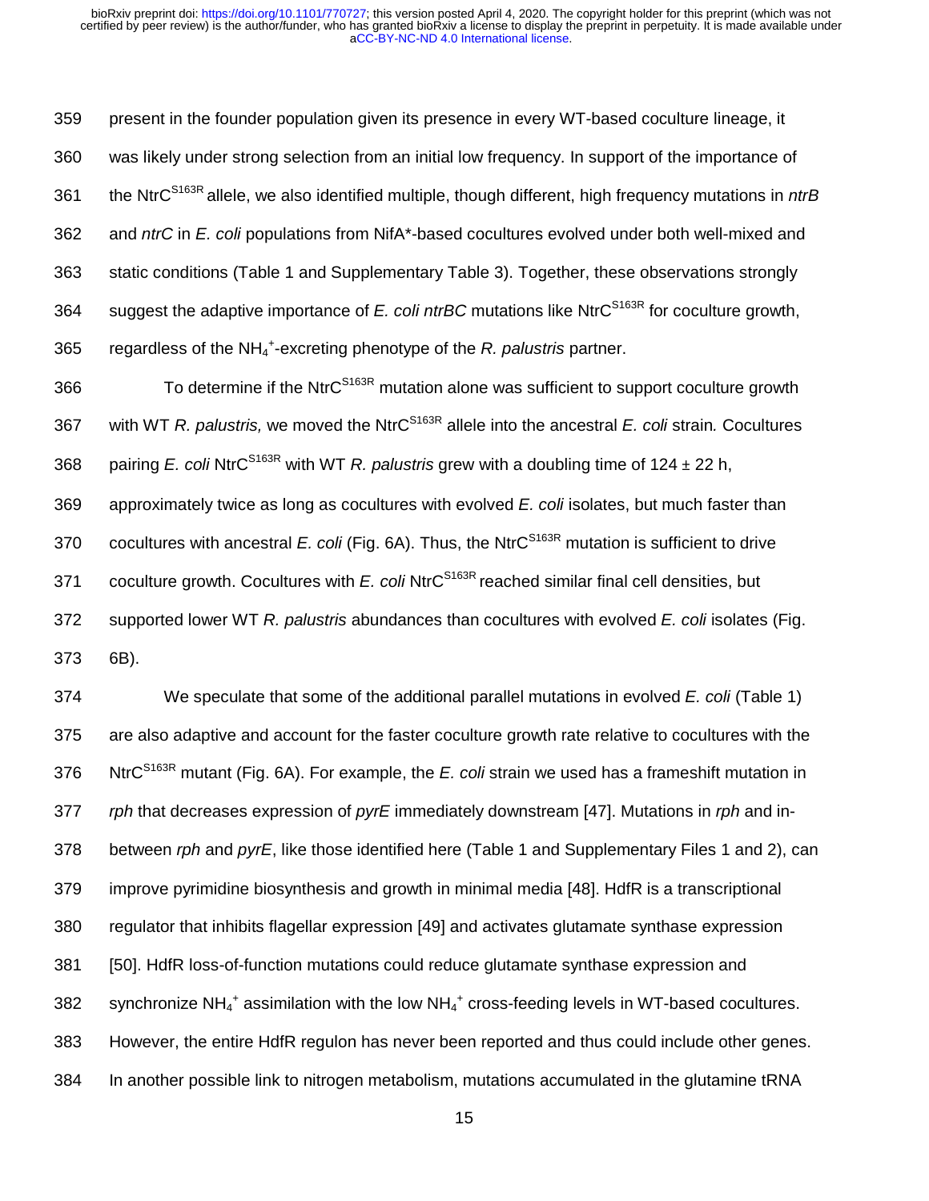present in the founder population given its presence in every WT-based coculture lineage, it was likely under strong selection from an initial low frequency. In support of the importance of the NtrC$^{S163R}$ allele, we also identified multiple, though different, high frequency mutations in *ntrB* and *ntrC* in *E. coli* populations from NifA*-based cocultures evolved under both well-mixed and static conditions (Table 1 and Supplementary Table 3). Together, these observations strongly suggest the adaptive importance of *E. coli ntrBC* mutations like NtrC$^{S163R}$ for coculture growth, regardless of the $NH_4^+$-excreting phenotype of the *R. palustris* partner.

To determine if the NtrC$^{S163R}$ mutation alone was sufficient to support coculture growth with WT *R. palustris,* we moved the NtrC$^{S163R}$ allele into the ancestral *E. coli* strain. Cocultures pairing *E. coli* NtrC$^{S163R}$ with WT *R. palustris* grew with a doubling time of 124 ± 22 h, approximately twice as long as cocultures with evolved *E. coli* isolates, but much faster than cocultures with ancestral *E. coli* (Fig. 6A). Thus, the NtrC$^{S163R}$ mutation is sufficient to drive coculture growth. Cocultures with *E. coli* NtrC$^{S163R}$ reached similar final cell densities, but supported lower WT *R. palustris* abundances than cocultures with evolved *E. coli* isolates (Fig. 6B).

We speculate that some of the additional parallel mutations in evolved *E. coli* (Table 1) are also adaptive and account for the faster coculture growth rate relative to cocultures with the NtrC$^{S163R}$ mutant (Fig. 6A). For example, the *E. coli* strain we used has a frameshift mutation in *rph* that decreases expression of *pyrE* immediately downstream [47]. Mutations in *rph* and in-between *rph* and *pyrE*, like those identified here (Table 1 and Supplementary Files 1 and 2), can improve pyrimidine biosynthesis and growth in minimal media [48]. HdfR is a transcriptional regulator that inhibits flagellar expression [49] and activates glutamate synthase expression [50]. HdfR loss-of-function mutations could reduce glutamate synthase expression and synchronize $NH_4^+$ assimilation with the low $NH_4^+$ cross-feeding levels in WT-based cocultures. However, the entire HdfR regulon has never been reported and thus could include other genes. In another possible link to nitrogen metabolism, mutations accumulated in the glutamine tRNA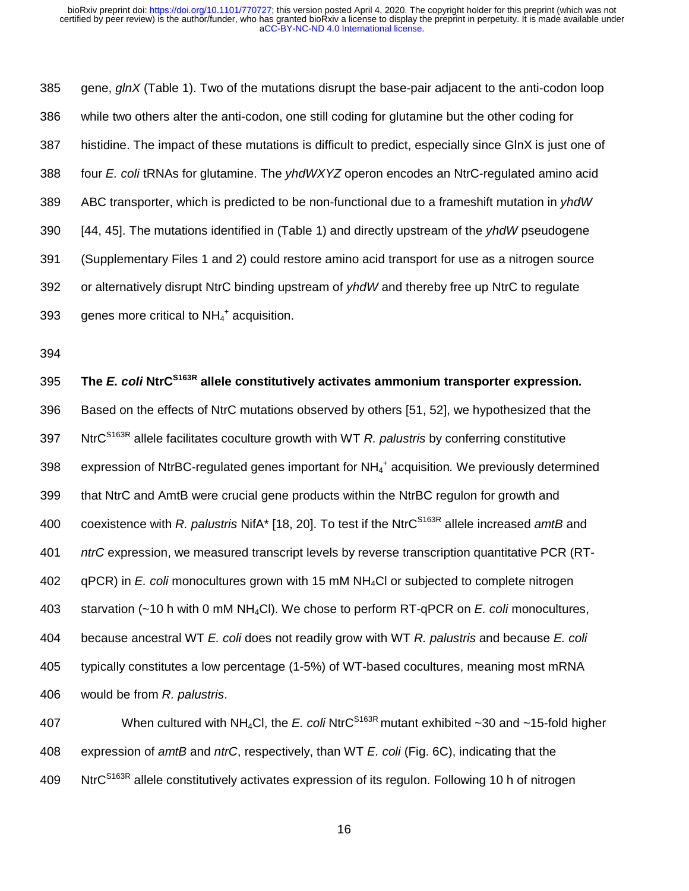gene, *glnX* (Table 1). Two of the mutations disrupt the base-pair adjacent to the anti-codon loop while two others alter the anti-codon, one still coding for glutamine but the other coding for histidine. The impact of these mutations is difficult to predict, especially since GlnX is just one of four *E. coli* tRNAs for glutamine. The *yhdWXYZ* operon encodes an NtrC-regulated amino acid ABC transporter, which is predicted to be non-functional due to a frameshift mutation in *yhdW* [44, 45]. The mutations identified in (Table 1) and directly upstream of the *yhdW* pseudogene (Supplementary Files 1 and 2) could restore amino acid transport for use as a nitrogen source or alternatively disrupt NtrC binding upstream of *yhdW* and thereby free up NtrC to regulate genes more critical to $NH_4^+$ acquisition.

### The *E. coli* NtrC$^{S163R}$ allele constitutively activates ammonium transporter expression.

Based on the effects of NtrC mutations observed by others [51, 52], we hypothesized that the NtrC$^{S163R}$ allele facilitates coculture growth with WT *R. palustris* by conferring constitutive expression of NtrBC-regulated genes important for $NH_4^+$ acquisition. We previously determined that NtrC and AmtB were crucial gene products within the NtrBC regulon for growth and coexistence with *R. palustris* NifA* [18, 20]. To test if the NtrC$^{S163R}$ allele increased *amtB* and *ntrC* expression, we measured transcript levels by reverse transcription quantitative PCR (RT-qPCR) in *E. coli* monocultures grown with 15 mM $NH_4Cl$ or subjected to complete nitrogen starvation (~10 h with 0 mM $NH_4Cl$). We chose to perform RT-qPCR on *E. coli* monocultures, because ancestral WT *E. coli* does not readily grow with WT *R. palustris* and because *E. coli* typically constitutes a low percentage (1-5%) of WT-based cocultures, meaning most mRNA would be from *R. palustris*.

When cultured with $NH_4Cl$, the *E. coli* NtrC$^{S163R}$ mutant exhibited ~30 and ~15-fold higher expression of *amtB* and *ntrC*, respectively, than WT *E. coli* (Fig. 6C), indicating that the NtrC$^{S163R}$ allele constitutively activates expression of its regulon. Following 10 h of nitrogen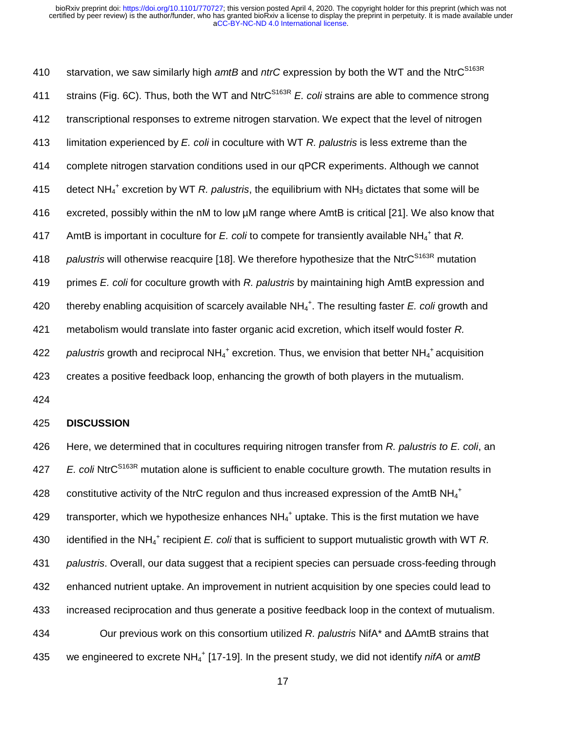starvation, we saw similarly high *amtB* and *ntrC* expression by both the WT and the NtrC$^{S163R}$ strains (Fig. 6C). Thus, both the WT and NtrC$^{S163R}$ *E. coli* strains are able to commence strong transcriptional responses to extreme nitrogen starvation. We expect that the level of nitrogen limitation experienced by *E. coli* in coculture with WT *R. palustris* is less extreme than the complete nitrogen starvation conditions used in our qPCR experiments. Although we cannot detect $NH_4^+$ excretion by WT *R. palustris*, the equilibrium with $NH_3$ dictates that some will be excreted, possibly within the nM to low µM range where AmtB is critical [21]. We also know that AmtB is important in coculture for *E. coli* to compete for transiently available $NH_4^+$ that *R. palustris* will otherwise reacquire [18]. We therefore hypothesize that the NtrC$^{S163R}$ mutation primes *E. coli* for coculture growth with *R. palustris* by maintaining high AmtB expression and thereby enabling acquisition of scarcely available $NH_4^+$. The resulting faster *E. coli* growth and metabolism would translate into faster organic acid excretion, which itself would foster *R. palustris* growth and reciprocal $NH_4^+$ excretion. Thus, we envision that better $NH_4^+$ acquisition creates a positive feedback loop, enhancing the growth of both players in the mutualism.

## DISCUSSION

Here, we determined that in cocultures requiring nitrogen transfer from *R. palustris to E. coli*, an *E. coli* NtrC$^{S163R}$ mutation alone is sufficient to enable coculture growth. The mutation results in constitutive activity of the NtrC regulon and thus increased expression of the AmtB $NH_4^+$ transporter, which we hypothesize enhances $NH_4^+$ uptake. This is the first mutation we have identified in the $NH_4^+$ recipient *E. coli* that is sufficient to support mutualistic growth with WT *R. palustris*. Overall, our data suggest that a recipient species can persuade cross-feeding through enhanced nutrient uptake. An improvement in nutrient acquisition by one species could lead to increased reciprocation and thus generate a positive feedback loop in the context of mutualism.

Our previous work on this consortium utilized *R. palustris* NifA* and ΔAmtB strains that we engineered to excrete $NH_4^+$ [17-19]. In the present study, we did not identify *nifA* or *amtB*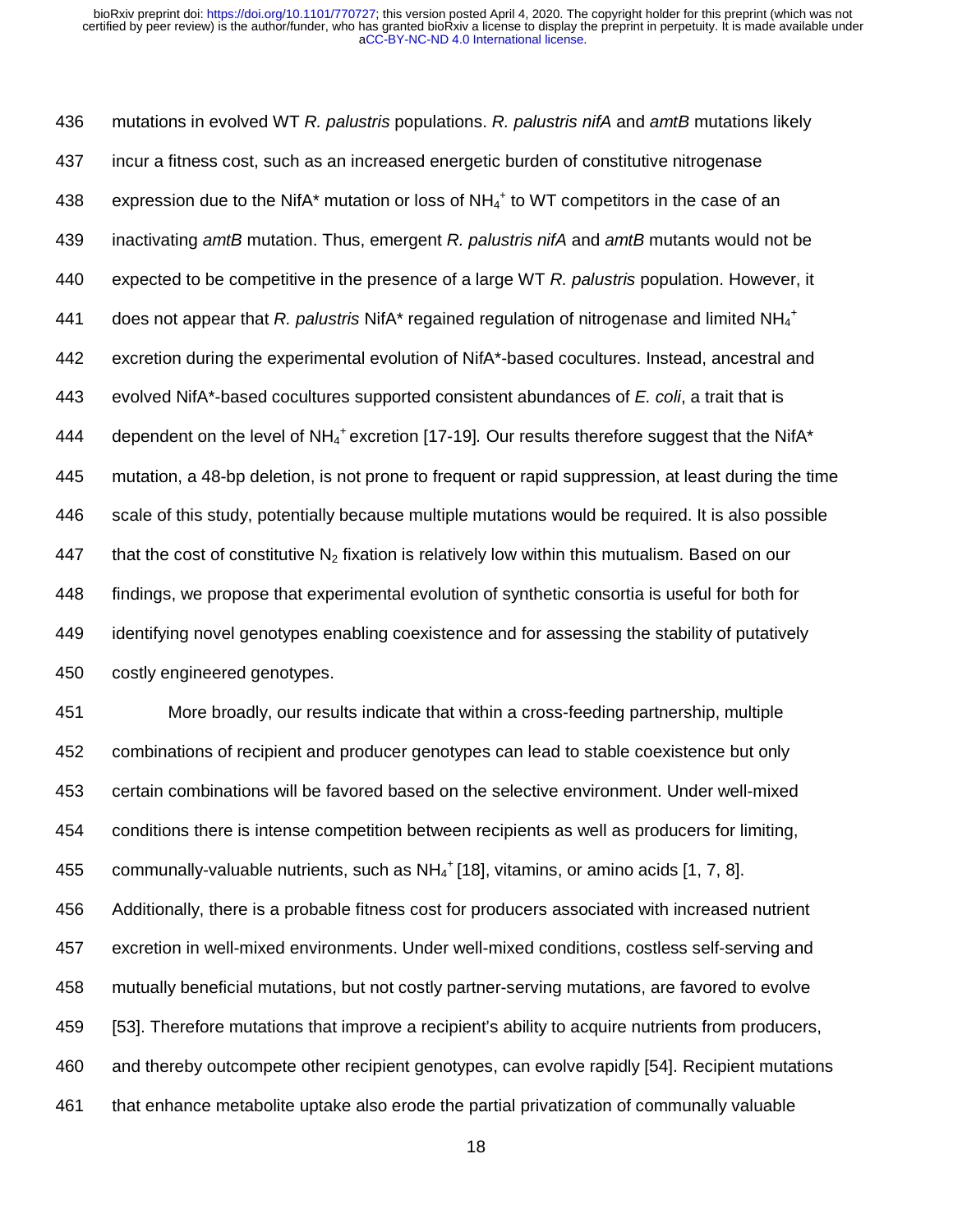mutations in evolved WT *R. palustris* populations. *R. palustris nifA* and *amtB* mutations likely incur a fitness cost, such as an increased energetic burden of constitutive nitrogenase expression due to the NifA* mutation or loss of $NH_4^+$ to WT competitors in the case of an inactivating *amtB* mutation. Thus, emergent *R. palustris nifA* and *amtB* mutants would not be expected to be competitive in the presence of a large WT *R. palustris* population. However, it does not appear that *R. palustris* NifA* regained regulation of nitrogenase and limited $NH_4^+$ excretion during the experimental evolution of NifA*-based cocultures. Instead, ancestral and evolved NifA*-based cocultures supported consistent abundances of *E. coli*, a trait that is dependent on the level of $NH_4^+$ excretion [17-19]. Our results therefore suggest that the NifA* mutation, a 48-bp deletion, is not prone to frequent or rapid suppression, at least during the time scale of this study, potentially because multiple mutations would be required. It is also possible that the cost of constitutive $N_2$ fixation is relatively low within this mutualism. Based on our findings, we propose that experimental evolution of synthetic consortia is useful for both for identifying novel genotypes enabling coexistence and for assessing the stability of putatively costly engineered genotypes.

More broadly, our results indicate that within a cross-feeding partnership, multiple combinations of recipient and producer genotypes can lead to stable coexistence but only certain combinations will be favored based on the selective environment. Under well-mixed conditions there is intense competition between recipients as well as producers for limiting, communally-valuable nutrients, such as $NH_4^+$ [18], vitamins, or amino acids [1, 7, 8]. Additionally, there is a probable fitness cost for producers associated with increased nutrient excretion in well-mixed environments. Under well-mixed conditions, costless self-serving and mutually beneficial mutations, but not costly partner-serving mutations, are favored to evolve [53]. Therefore mutations that improve a recipient's ability to acquire nutrients from producers, and thereby outcompete other recipient genotypes, can evolve rapidly [54]. Recipient mutations that enhance metabolite uptake also erode the partial privatization of communally valuable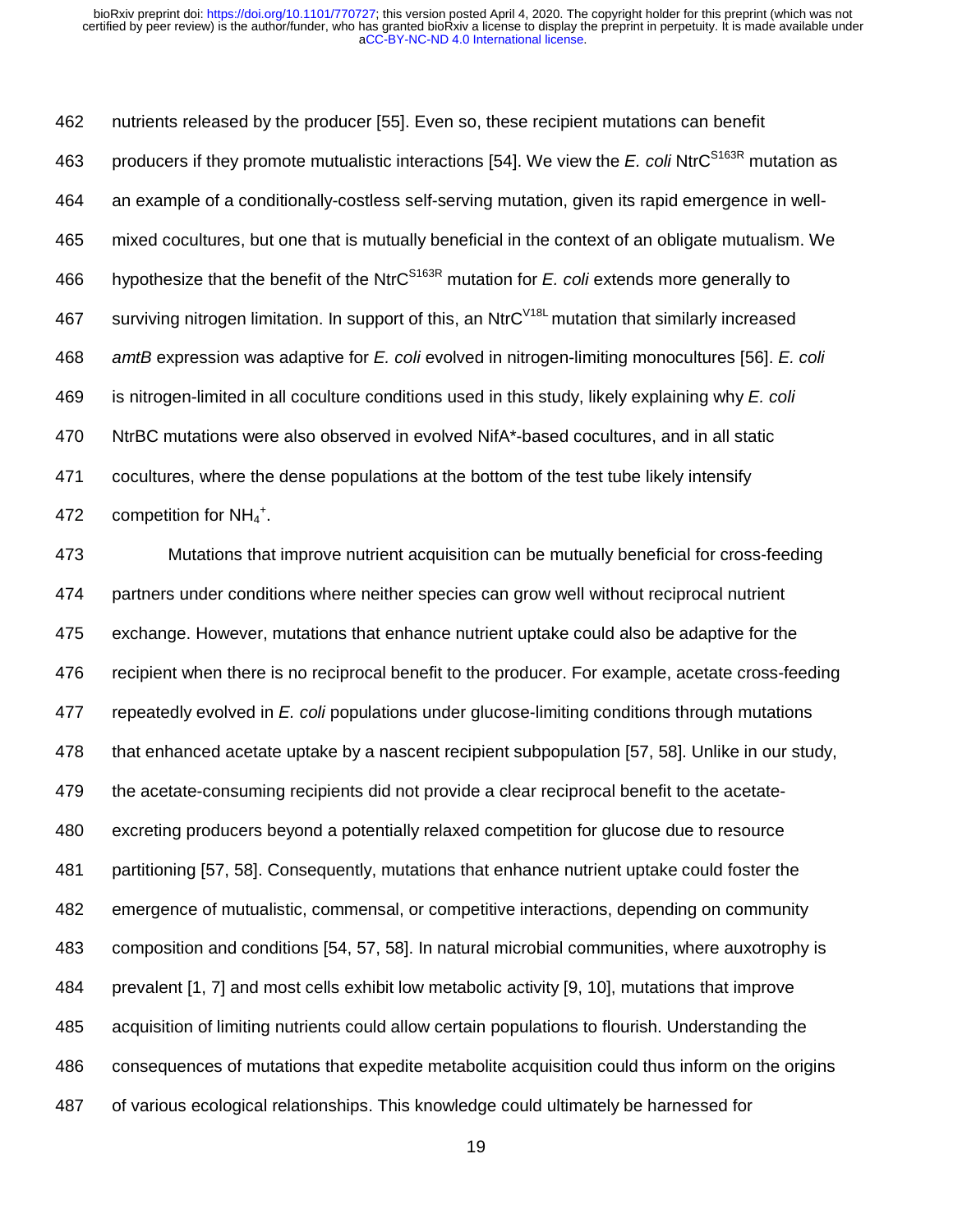nutrients released by the producer [55]. Even so, these recipient mutations can benefit producers if they promote mutualistic interactions [54]. We view the *E. coli* $NtrC^{S163R}$ mutation as an example of a conditionally-costless self-serving mutation, given its rapid emergence in well-mixed cocultures, but one that is mutually beneficial in the context of an obligate mutualism. We hypothesize that the benefit of the $NtrC^{S163R}$ mutation for *E. coli* extends more generally to surviving nitrogen limitation. In support of this, an $NtrC^{V18L}$ mutation that similarly increased *amtB* expression was adaptive for *E. coli* evolved in nitrogen-limiting monocultures [56]. *E. coli* is nitrogen-limited in all coculture conditions used in this study, likely explaining why *E. coli* NtrBC mutations were also observed in evolved NifA*-based cocultures, and in all static cocultures, where the dense populations at the bottom of the test tube likely intensify competition for $NH_4^+$.

Mutations that improve nutrient acquisition can be mutually beneficial for cross-feeding partners under conditions where neither species can grow well without reciprocal nutrient exchange. However, mutations that enhance nutrient uptake could also be adaptive for the recipient when there is no reciprocal benefit to the producer. For example, acetate cross-feeding repeatedly evolved in *E. coli* populations under glucose-limiting conditions through mutations that enhanced acetate uptake by a nascent recipient subpopulation [57, 58]. Unlike in our study, the acetate-consuming recipients did not provide a clear reciprocal benefit to the acetate-excreting producers beyond a potentially relaxed competition for glucose due to resource partitioning [57, 58]. Consequently, mutations that enhance nutrient uptake could foster the emergence of mutualistic, commensal, or competitive interactions, depending on community composition and conditions [54, 57, 58]. In natural microbial communities, where auxotrophy is prevalent [1, 7] and most cells exhibit low metabolic activity [9, 10], mutations that improve acquisition of limiting nutrients could allow certain populations to flourish. Understanding the consequences of mutations that expedite metabolite acquisition could thus inform on the origins of various ecological relationships. This knowledge could ultimately be harnessed for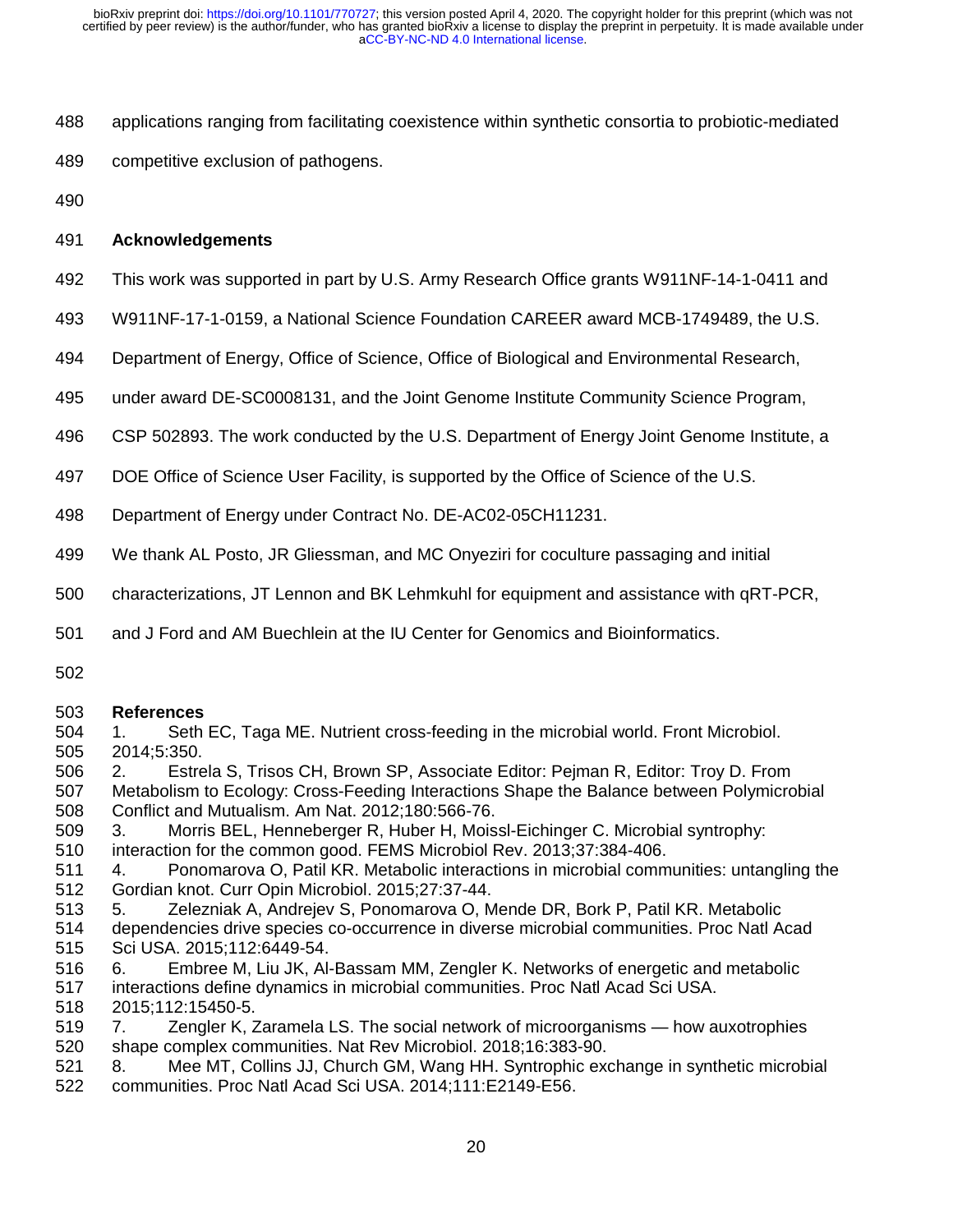applications ranging from facilitating coexistence within synthetic consortia to probiotic-mediated competitive exclusion of pathogens.

## Acknowledgements

This work was supported in part by U.S. Army Research Office grants W911NF-14-1-0411 and W911NF-17-1-0159, a National Science Foundation CAREER award MCB-1749489, the U.S. Department of Energy, Office of Science, Office of Biological and Environmental Research, under award DE-SC0008131, and the Joint Genome Institute Community Science Program, CSP 502893. The work conducted by the U.S. Department of Energy Joint Genome Institute, a DOE Office of Science User Facility, is supported by the Office of Science of the U.S. Department of Energy under Contract No. DE-AC02-05CH11231.

We thank AL Posto, JR Gliessman, and MC Onyeziri for coculture passaging and initial characterizations, JT Lennon and BK Lehmkuhl for equipment and assistance with qRT-PCR, and J Ford and AM Buechlein at the IU Center for Genomics and Bioinformatics.

## References

1. Seth EC, Taga ME. Nutrient cross-feeding in the microbial world. Front Microbiol. 2014;5:350.
2. Estrela S, Trisos CH, Brown SP, Associate Editor: Pejman R, Editor: Troy D. From Metabolism to Ecology: Cross-Feeding Interactions Shape the Balance between Polymicrobial Conflict and Mutualism. Am Nat. 2012;180:566-76.
3. Morris BEL, Henneberger R, Huber H, Moissl-Eichinger C. Microbial syntrophy: interaction for the common good. FEMS Microbiol Rev. 2013;37:384-406.
4. Ponomarova O, Patil KR. Metabolic interactions in microbial communities: untangling the Gordian knot. Curr Opin Microbiol. 2015;27:37-44.
5. Zelezniak A, Andrejev S, Ponomarova O, Mende DR, Bork P, Patil KR. Metabolic dependencies drive species co-occurrence in diverse microbial communities. Proc Natl Acad Sci USA. 2015;112:6449-54.
6. Embree M, Liu JK, Al-Bassam MM, Zengler K. Networks of energetic and metabolic interactions define dynamics in microbial communities. Proc Natl Acad Sci USA. 2015;112:15450-5.
7. Zengler K, Zaramela LS. The social network of microorganisms — how auxotrophies shape complex communities. Nat Rev Microbiol. 2018;16:383-90.
8. Mee MT, Collins JJ, Church GM, Wang HH. Syntrophic exchange in synthetic microbial communities. Proc Natl Acad Sci USA. 2014;111:E2149-E56.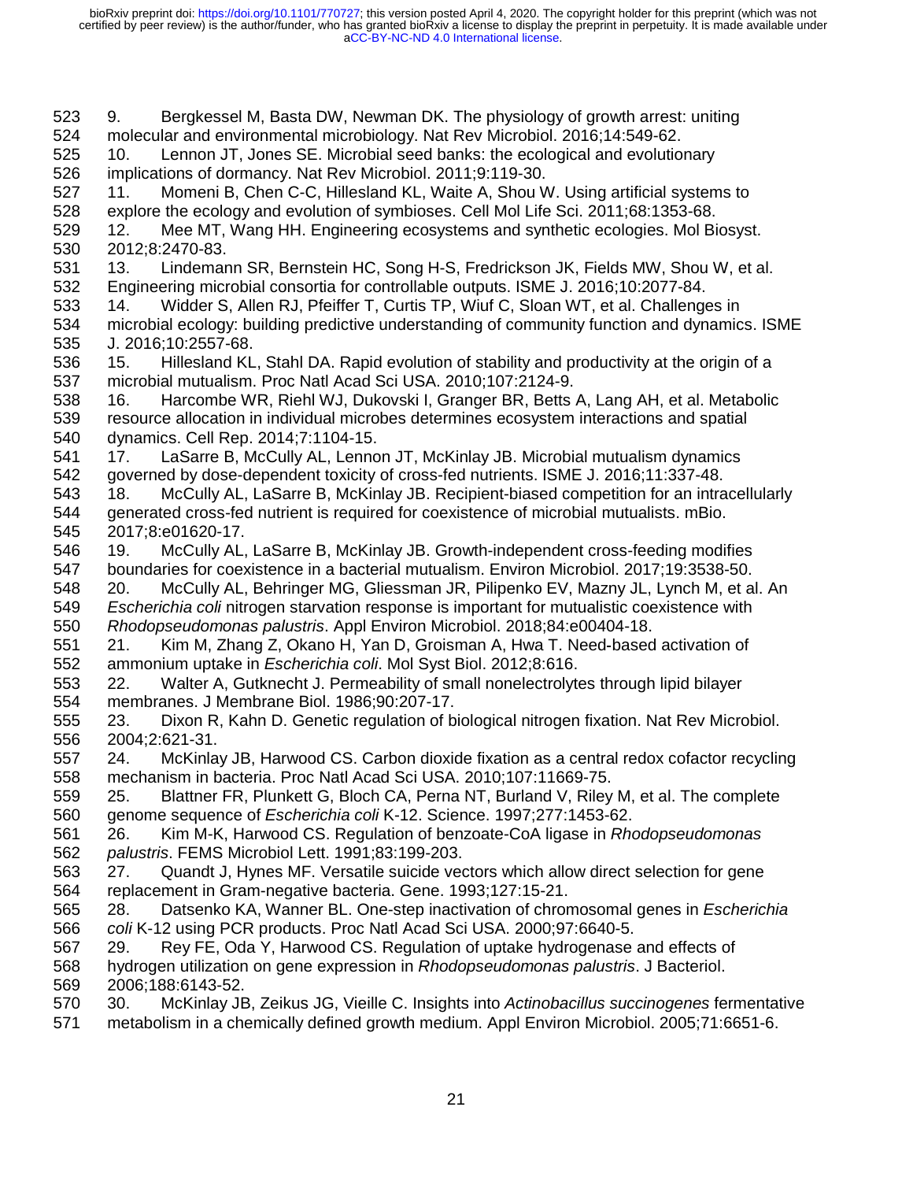9. Bergkessel M, Basta DW, Newman DK. The physiology of growth arrest: uniting molecular and environmental microbiology. Nat Rev Microbiol. 2016;14:549-62.
10. Lennon JT, Jones SE. Microbial seed banks: the ecological and evolutionary implications of dormancy. Nat Rev Microbiol. 2011;9:119-30.
11. Momeni B, Chen C-C, Hillesland KL, Waite A, Shou W. Using artificial systems to explore the ecology and evolution of symbioses. Cell Mol Life Sci. 2011;68:1353-68.
12. Mee MT, Wang HH. Engineering ecosystems and synthetic ecologies. Mol Biosyst. 2012;8:2470-83.
13. Lindemann SR, Bernstein HC, Song H-S, Fredrickson JK, Fields MW, Shou W, et al. Engineering microbial consortia for controllable outputs. ISME J. 2016;10:2077-84.
14. Widder S, Allen RJ, Pfeiffer T, Curtis TP, Wiuf C, Sloan WT, et al. Challenges in microbial ecology: building predictive understanding of community function and dynamics. ISME J. 2016;10:2557-68.
15. Hillesland KL, Stahl DA. Rapid evolution of stability and productivity at the origin of a microbial mutualism. Proc Natl Acad Sci USA. 2010;107:2124-9.
16. Harcombe WR, Riehl WJ, Dukovski I, Granger BR, Betts A, Lang AH, et al. Metabolic resource allocation in individual microbes determines ecosystem interactions and spatial dynamics. Cell Rep. 2014;7:1104-15.
17. LaSarre B, McCully AL, Lennon JT, McKinlay JB. Microbial mutualism dynamics governed by dose-dependent toxicity of cross-fed nutrients. ISME J. 2016;11:337-48.
18. McCully AL, LaSarre B, McKinlay JB. Recipient-biased competition for an intracellularly generated cross-fed nutrient is required for coexistence of microbial mutualists. mBio. 2017;8:e01620-17.
19. McCully AL, LaSarre B, McKinlay JB. Growth-independent cross-feeding modifies boundaries for coexistence in a bacterial mutualism. Environ Microbiol. 2017;19:3538-50.
20. McCully AL, Behringer MG, Gliessman JR, Pilipenko EV, Mazny JL, Lynch M, et al. An *Escherichia coli* nitrogen starvation response is important for mutualistic coexistence with *Rhodopseudomonas palustris*. Appl Environ Microbiol. 2018;84:e00404-18.
21. Kim M, Zhang Z, Okano H, Yan D, Groisman A, Hwa T. Need-based activation of ammonium uptake in *Escherichia coli*. Mol Syst Biol. 2012;8:616.
22. Walter A, Gutknecht J. Permeability of small nonelectrolytes through lipid bilayer membranes. J Membrane Biol. 1986;90:207-17.
23. Dixon R, Kahn D. Genetic regulation of biological nitrogen fixation. Nat Rev Microbiol. 2004;2:621-31.
24. McKinlay JB, Harwood CS. Carbon dioxide fixation as a central redox cofactor recycling mechanism in bacteria. Proc Natl Acad Sci USA. 2010;107:11669-75.
25. Blattner FR, Plunkett G, Bloch CA, Perna NT, Burland V, Riley M, et al. The complete genome sequence of *Escherichia coli* K-12. Science. 1997;277:1453-62.
26. Kim M-K, Harwood CS. Regulation of benzoate-CoA ligase in *Rhodopseudomonas palustris*. FEMS Microbiol Lett. 1991;83:199-203.
27. Quandt J, Hynes MF. Versatile suicide vectors which allow direct selection for gene replacement in Gram-negative bacteria. Gene. 1993;127:15-21.
28. Datsenko KA, Wanner BL. One-step inactivation of chromosomal genes in *Escherichia coli* K-12 using PCR products. Proc Natl Acad Sci USA. 2000;97:6640-5.
29. Rey FE, Oda Y, Harwood CS. Regulation of uptake hydrogenase and effects of hydrogen utilization on gene expression in *Rhodopseudomonas palustris*. J Bacteriol. 2006;188:6143-52.
30. McKinlay JB, Zeikus JG, Vieille C. Insights into *Actinobacillus succinogenes* fermentative metabolism in a chemically defined growth medium. Appl Environ Microbiol. 2005;71:6651-6.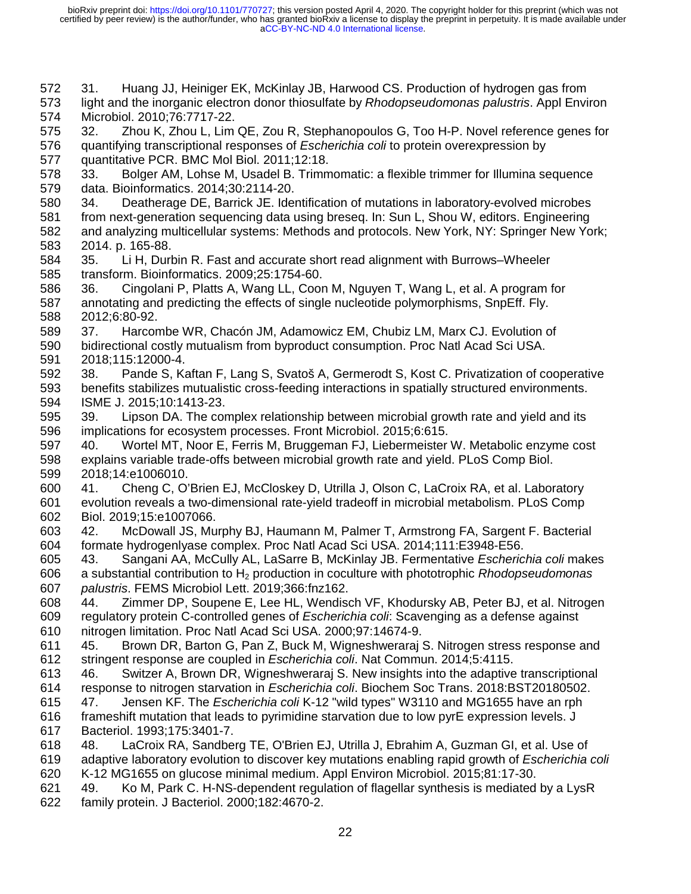31. Huang JJ, Heiniger EK, McKinlay JB, Harwood CS. Production of hydrogen gas from light and the inorganic electron donor thiosulfate by *Rhodopseudomonas palustris*. Appl Environ Microbiol. 2010;76:7717-22.

32. Zhou K, Zhou L, Lim QE, Zou R, Stephanopoulos G, Too H-P. Novel reference genes for quantifying transcriptional responses of *Escherichia coli* to protein overexpression by quantitative PCR. BMC Mol Biol. 2011;12:18.

33. Bolger AM, Lohse M, Usadel B. Trimmomatic: a flexible trimmer for Illumina sequence data. Bioinformatics. 2014;30:2114-20.

34. Deatherage DE, Barrick JE. Identification of mutations in laboratory-evolved microbes from next-generation sequencing data using breseq. In: Sun L, Shou W, editors. Engineering and analyzing multicellular systems: Methods and protocols. New York, NY: Springer New York; 2014. p. 165-88.

35. Li H, Durbin R. Fast and accurate short read alignment with Burrows–Wheeler transform. Bioinformatics. 2009;25:1754-60.

36. Cingolani P, Platts A, Wang LL, Coon M, Nguyen T, Wang L, et al. A program for annotating and predicting the effects of single nucleotide polymorphisms, SnpEff. Fly. 2012;6:80-92.

37. Harcombe WR, Chacón JM, Adamowicz EM, Chubiz LM, Marx CJ. Evolution of bidirectional costly mutualism from byproduct consumption. Proc Natl Acad Sci USA. 2018;115:12000-4.

38. Pande S, Kaftan F, Lang S, Svatoš A, Germerodt S, Kost C. Privatization of cooperative benefits stabilizes mutualistic cross-feeding interactions in spatially structured environments. ISME J. 2015;10:1413-23.

39. Lipson DA. The complex relationship between microbial growth rate and yield and its implications for ecosystem processes. Front Microbiol. 2015;6:615.

40. Wortel MT, Noor E, Ferris M, Bruggeman FJ, Liebermeister W. Metabolic enzyme cost explains variable trade-offs between microbial growth rate and yield. PLoS Comp Biol. 2018;14:e1006010.

41. Cheng C, O'Brien EJ, McCloskey D, Utrilla J, Olson C, LaCroix RA, et al. Laboratory evolution reveals a two-dimensional rate-yield tradeoff in microbial metabolism. PLoS Comp Biol. 2019;15:e1007066.

42. McDowall JS, Murphy BJ, Haumann M, Palmer T, Armstrong FA, Sargent F. Bacterial formate hydrogenlyase complex. Proc Natl Acad Sci USA. 2014;111:E3948-E56.

43. Sangani AA, McCully AL, LaSarre B, McKinlay JB. Fermentative *Escherichia coli* makes a substantial contribution to $H_2$ production in coculture with phototrophic *Rhodopseudomonas palustris*. FEMS Microbiol Lett. 2019;366:fnz162.

44. Zimmer DP, Soupene E, Lee HL, Wendisch VF, Khodursky AB, Peter BJ, et al. Nitrogen regulatory protein C-controlled genes of *Escherichia coli*: Scavenging as a defense against nitrogen limitation. Proc Natl Acad Sci USA. 2000;97:14674-9.

45. Brown DR, Barton G, Pan Z, Buck M, Wigneshweraraj S. Nitrogen stress response and stringent response are coupled in *Escherichia coli*. Nat Commun. 2014;5:4115.

46. Switzer A, Brown DR, Wigneshweraraj S. New insights into the adaptive transcriptional response to nitrogen starvation in *Escherichia coli*. Biochem Soc Trans. 2018:BST20180502.

47. Jensen KF. The *Escherichia coli* K-12 "wild types" W3110 and MG1655 have an rph frameshift mutation that leads to pyrimidine starvation due to low pyrE expression levels. J Bacteriol. 1993;175:3401-7.

48. LaCroix RA, Sandberg TE, O'Brien EJ, Utrilla J, Ebrahim A, Guzman GI, et al. Use of adaptive laboratory evolution to discover key mutations enabling rapid growth of *Escherichia coli* K-12 MG1655 on glucose minimal medium. Appl Environ Microbiol. 2015;81:17-30.

49. Ko M, Park C. H-NS-dependent regulation of flagellar synthesis is mediated by a LysR family protein. J Bacteriol. 2000;182:4670-2.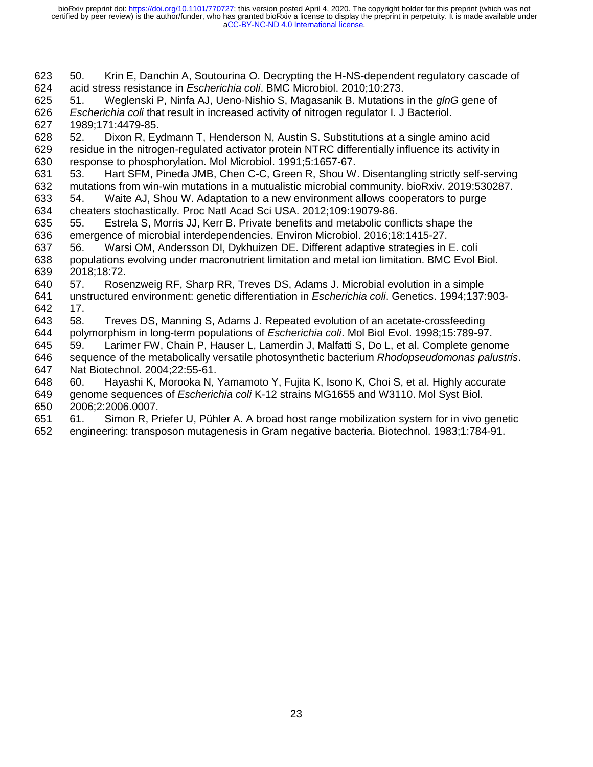50. Krin E, Danchin A, Soutourina O. Decrypting the H-NS-dependent regulatory cascade of acid stress resistance in *Escherichia coli*. BMC Microbiol. 2010;10:273.

51. Weglenski P, Ninfa AJ, Ueno-Nishio S, Magasanik B. Mutations in the *glnG* gene of *Escherichia coli* that result in increased activity of nitrogen regulator I. J Bacteriol. 1989;171:4479-85.

52. Dixon R, Eydmann T, Henderson N, Austin S. Substitutions at a single amino acid residue in the nitrogen-regulated activator protein NTRC differentially influence its activity in response to phosphorylation. Mol Microbiol. 1991;5:1657-67.

53. Hart SFM, Pineda JMB, Chen C-C, Green R, Shou W. Disentangling strictly self-serving mutations from win-win mutations in a mutualistic microbial community. bioRxiv. 2019:530287.

54. Waite AJ, Shou W. Adaptation to a new environment allows cooperators to purge cheaters stochastically. Proc Natl Acad Sci USA. 2012;109:19079-86.

55. Estrela S, Morris JJ, Kerr B. Private benefits and metabolic conflicts shape the emergence of microbial interdependencies. Environ Microbiol. 2016;18:1415-27.

56. Warsi OM, Andersson DI, Dykhuizen DE. Different adaptive strategies in E. coli populations evolving under macronutrient limitation and metal ion limitation. BMC Evol Biol. 2018;18:72.

57. Rosenzweig RF, Sharp RR, Treves DS, Adams J. Microbial evolution in a simple unstructured environment: genetic differentiation in *Escherichia coli*. Genetics. 1994;137:903-17.

58. Treves DS, Manning S, Adams J. Repeated evolution of an acetate-crossfeeding polymorphism in long-term populations of *Escherichia coli*. Mol Biol Evol. 1998;15:789-97.

59. Larimer FW, Chain P, Hauser L, Lamerdin J, Malfatti S, Do L, et al. Complete genome sequence of the metabolically versatile photosynthetic bacterium *Rhodopseudomonas palustris*. Nat Biotechnol. 2004;22:55-61.

60. Hayashi K, Morooka N, Yamamoto Y, Fujita K, Isono K, Choi S, et al. Highly accurate genome sequences of *Escherichia coli* K-12 strains MG1655 and W3110. Mol Syst Biol. 2006;2:2006.0007.

61. Simon R, Priefer U, Pühler A. A broad host range mobilization system for in vivo genetic engineering: transposon mutagenesis in Gram negative bacteria. Biotechnol. 1983;1:784-91.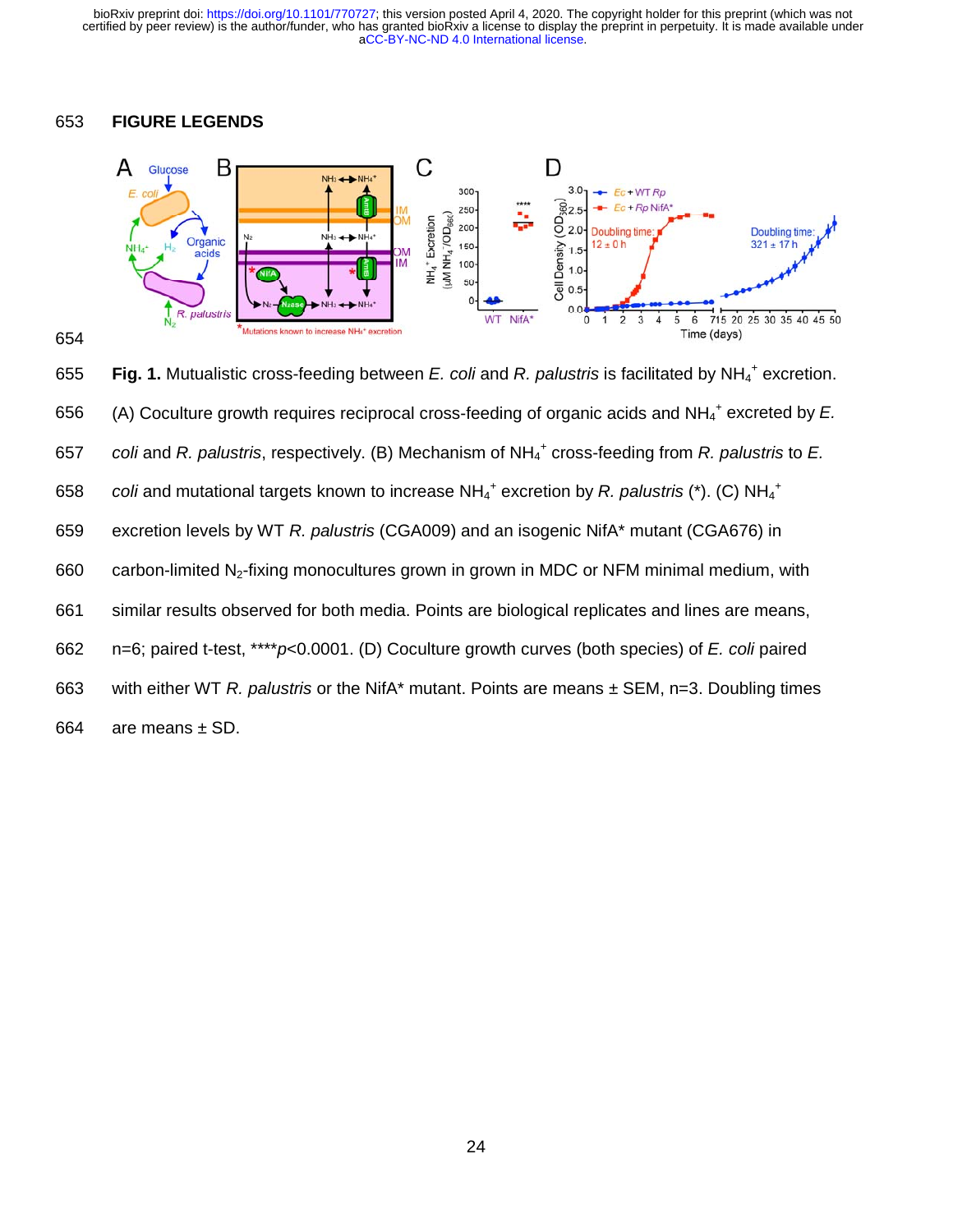## FIGURE LEGENDS

**Fig. 1.** Mutualistic cross-feeding between *E. coli* and *R. palustris* is facilitated by $NH_4^+$ excretion. (A) Coculture growth requires reciprocal cross-feeding of organic acids and $NH_4^+$ excreted by *E. coli* and *R. palustris*, respectively. (B) Mechanism of $NH_4^+$ cross-feeding from *R. palustris* to *E. coli* and mutational targets known to increase $NH_4^+$ excretion by *R. palustris* (*). (C) $NH_4^+$ excretion levels by WT *R. palustris* (CGA009) and an isogenic NifA* mutant (CGA676) in carbon-limited $N_2$-fixing monocultures grown in grown in MDC or NFM minimal medium, with similar results observed for both media. Points are biological replicates and lines are means, n=6; paired t-test, ****$p$<0.0001. (D) Coculture growth curves (both species) of *E. coli* paired with either WT *R. palustris* or the NifA* mutant. Points are means ± SEM, n=3. Doubling times are means ± SD.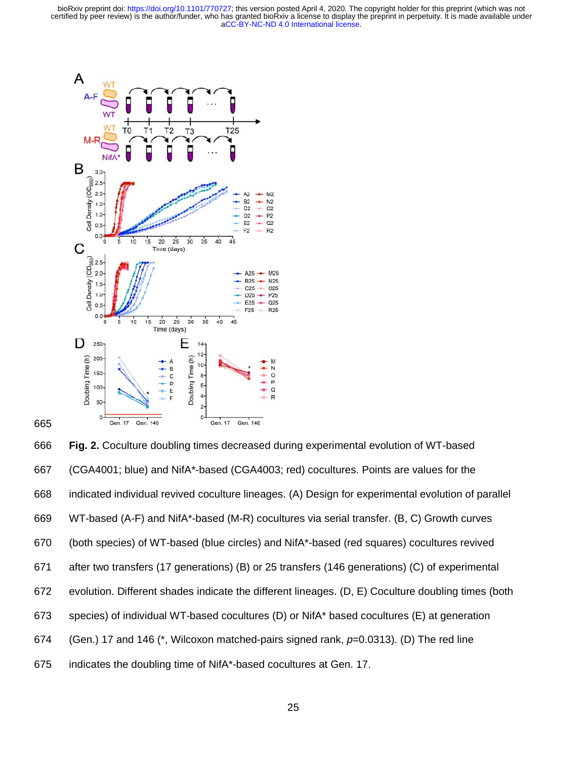665

666 **Fig. 2.** Coculture doubling times decreased during experimental evolution of WT-based

667 (CGA4001; blue) and NifA*-based (CGA4003; red) cocultures. Points are values for the

668 indicated individual revived coculture lineages. (A) Design for experimental evolution of parallel

669 WT-based (A-F) and NifA*-based (M-R) cocultures via serial transfer. (B, C) Growth curves

670 (both species) of WT-based (blue circles) and NifA*-based (red squares) cocultures revived

671 after two transfers (17 generations) (B) or 25 transfers (146 generations) (C) of experimental

672 evolution. Different shades indicate the different lineages. (D, E) Coculture doubling times (both

673 species) of individual WT-based cocultures (D) or NifA* based cocultures (E) at generation

674 (Gen.) 17 and 146 (*, Wilcoxon matched-pairs signed rank, $p$=0.0313). (D) The red line

675 indicates the doubling time of NifA*-based cocultures at Gen. 17.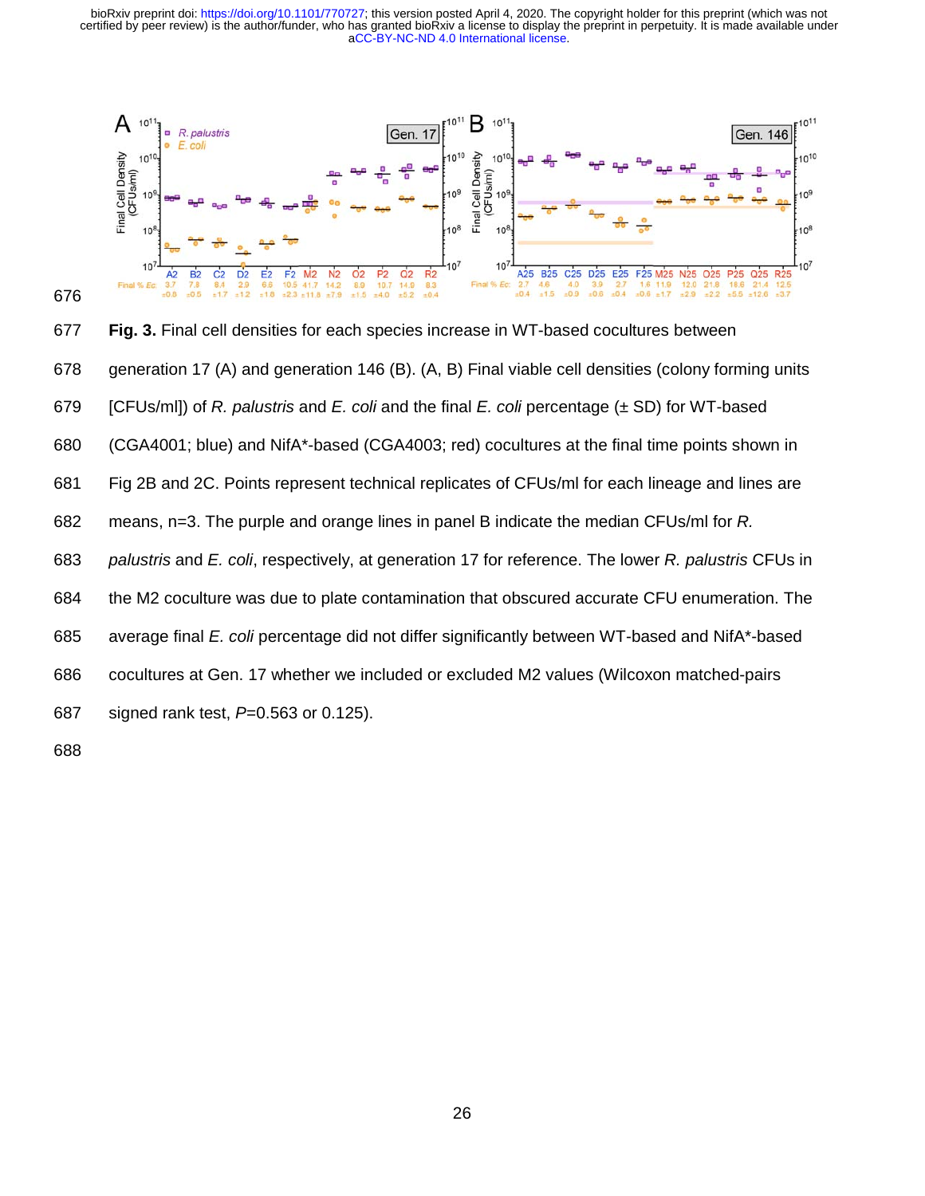Fig. 3. Final cell densities for each species increase in WT-based cocultures between generation 17 (A) and generation 146 (B). (A, B) Final viable cell densities (colony forming units [CFUs/ml]) of *R. palustris* and *E. coli* and the final *E. coli* percentage (± SD) for WT-based (CGA4001; blue) and NifA*-based (CGA4003; red) cocultures at the final time points shown in Fig 2B and 2C. Points represent technical replicates of CFUs/ml for each lineage and lines are means, n=3. The purple and orange lines in panel B indicate the median CFUs/ml for *R. palustris* and *E. coli*, respectively, at generation 17 for reference. The lower *R. palustris* CFUs in the M2 coculture was due to plate contamination that obscured accurate CFU enumeration. The average final *E. coli* percentage did not differ significantly between WT-based and NifA*-based cocultures at Gen. 17 whether we included or excluded M2 values (Wilcoxon matched-pairs signed rank test, *P*=0.563 or 0.125).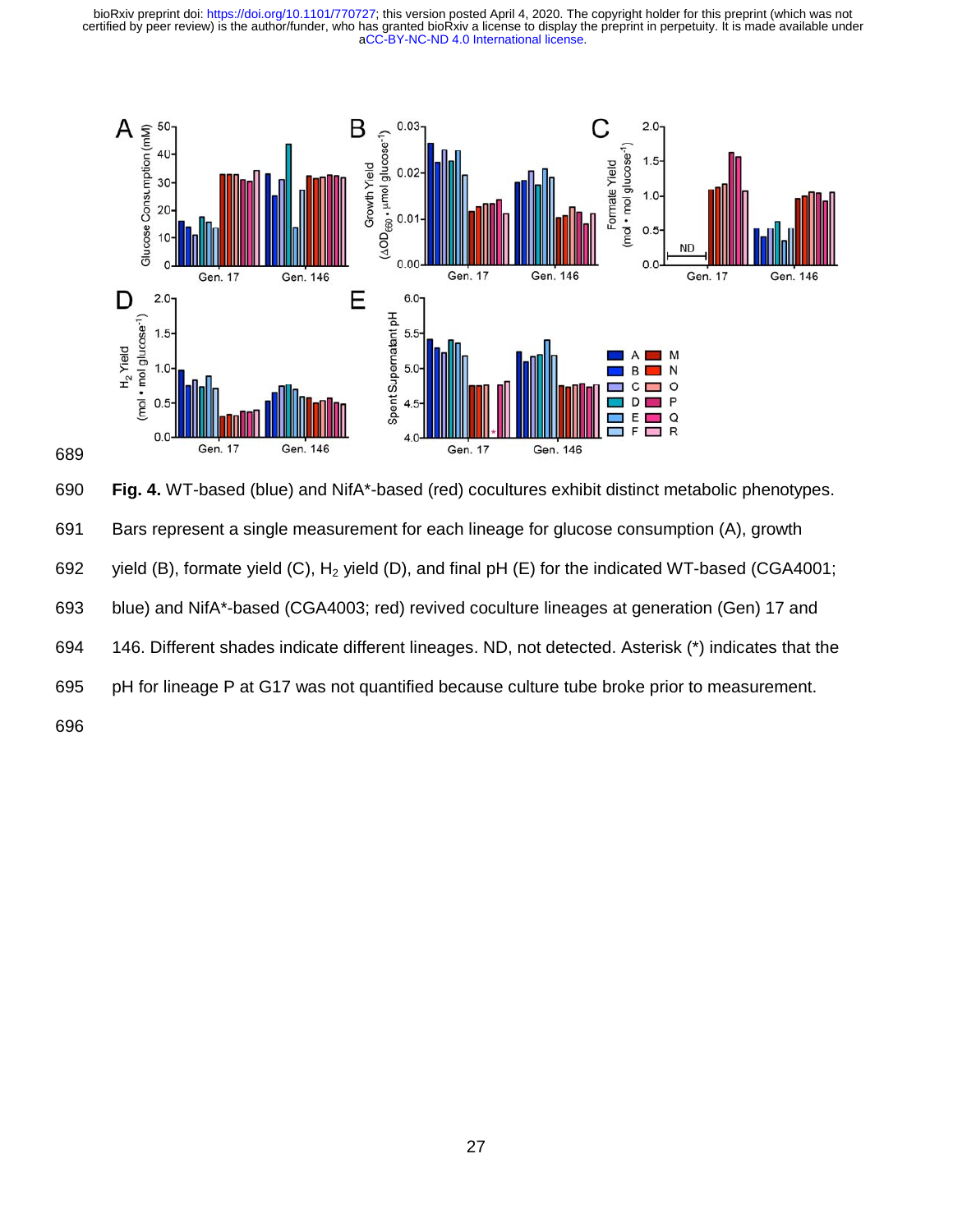**Fig. 4.** WT-based (blue) and NifA*-based (red) cocultures exhibit distinct metabolic phenotypes. Bars represent a single measurement for each lineage for glucose consumption (A), growth yield (B), formate yield (C), $H_2$ yield (D), and final pH (E) for the indicated WT-based (CGA4001; blue) and NifA*-based (CGA4003; red) revived coculture lineages at generation (Gen) 17 and 146. Different shades indicate different lineages. ND, not detected. Asterisk (*) indicates that the pH for lineage P at G17 was not quantified because culture tube broke prior to measurement.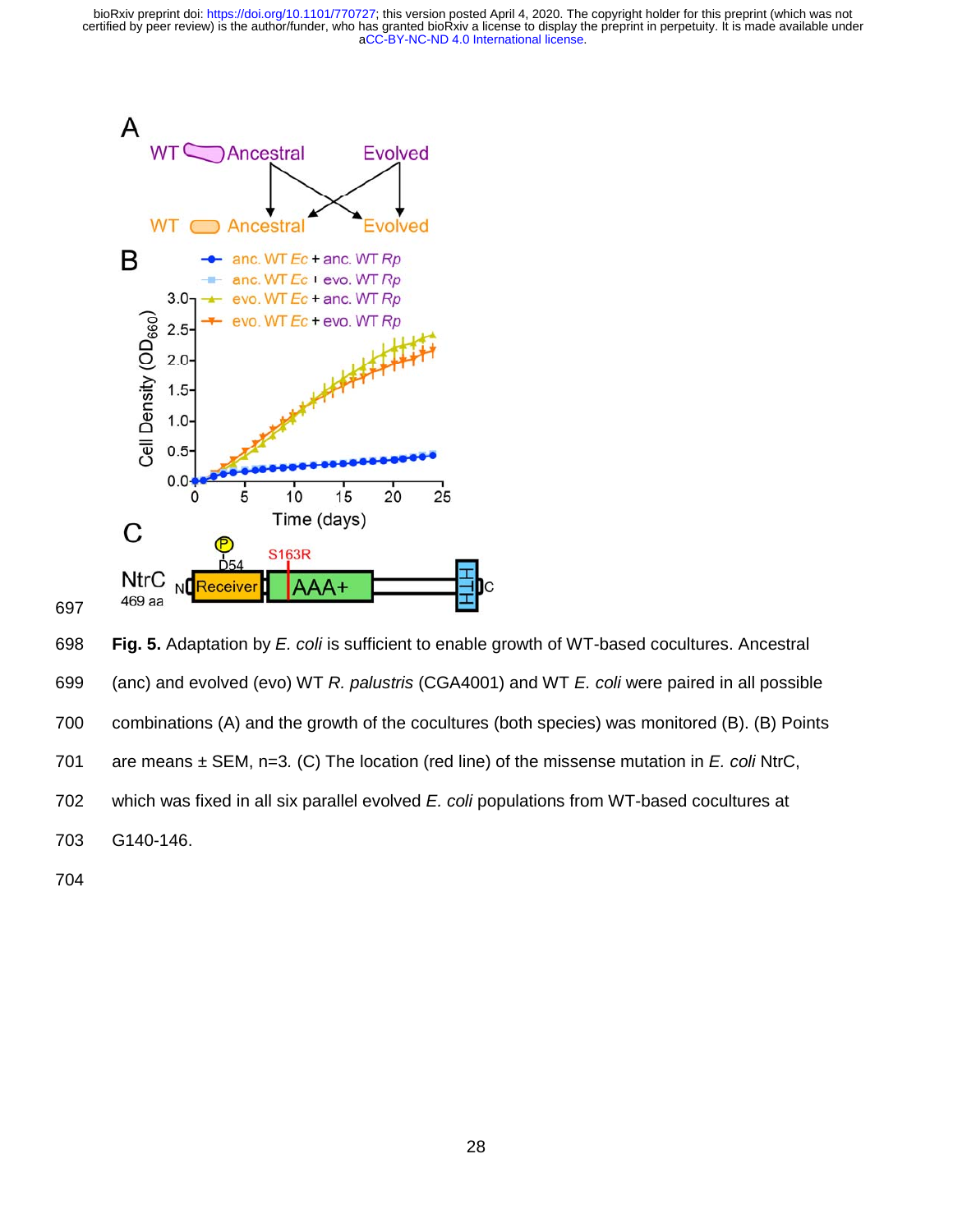**Fig. 5.** Adaptation by *E. coli* is sufficient to enable growth of WT-based cocultures. Ancestral (anc) and evolved (evo) WT *R. palustris* (CGA4001) and WT *E. coli* were paired in all possible combinations (A) and the growth of the cocultures (both species) was monitored (B). (B) Points are means ± SEM, n=3. (C) The location (red line) of the missense mutation in *E. coli* NtrC, which was fixed in all six parallel evolved *E. coli* populations from WT-based cocultures at G140-146.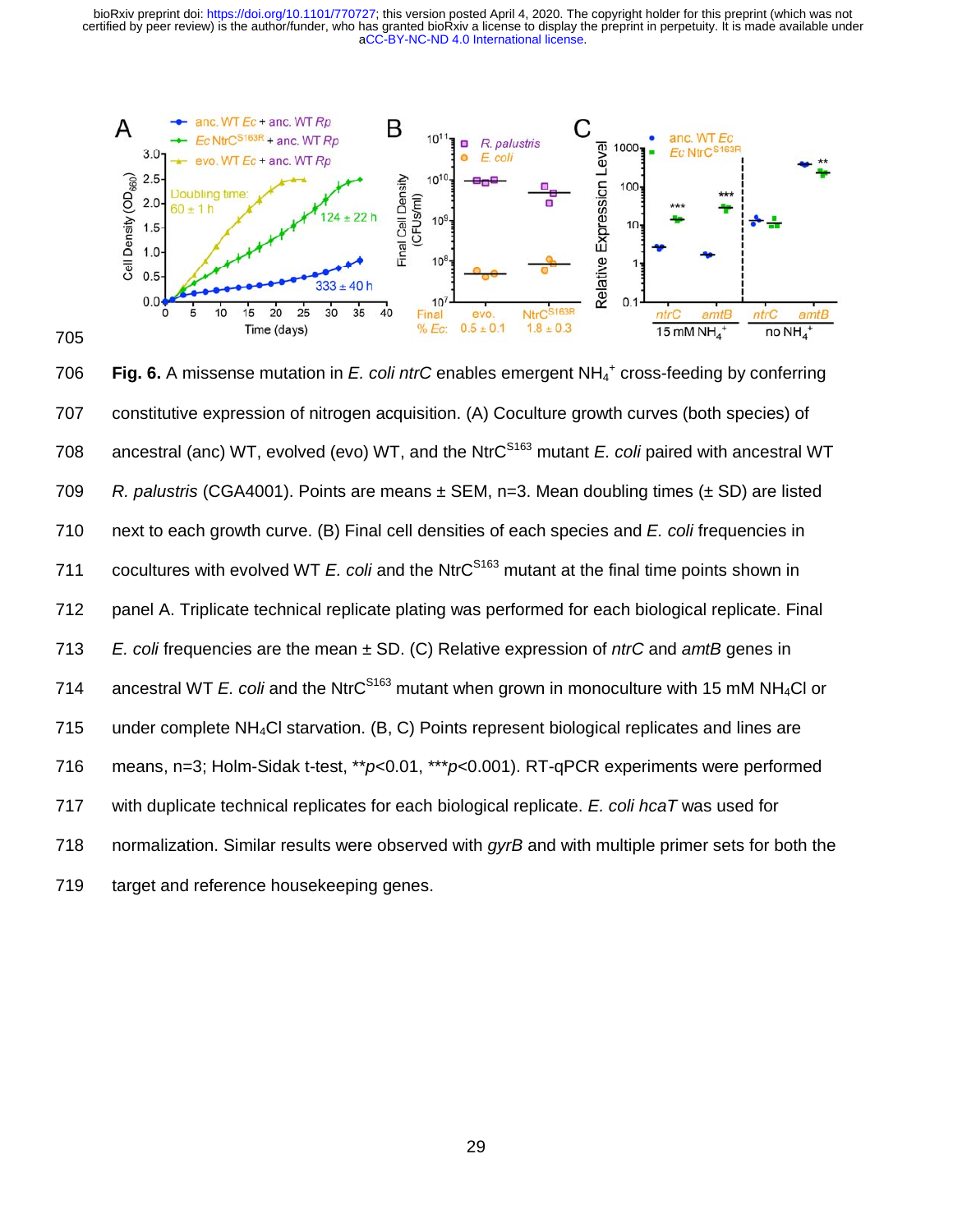**Fig. 6.** A missense mutation in *E. coli ntrC* enables emergent $NH_4^+$ cross-feeding by conferring constitutive expression of nitrogen acquisition. (A) Coculture growth curves (both species) of ancestral (anc) WT, evolved (evo) WT, and the NtrC$^{S163}$ mutant *E. coli* paired with ancestral WT *R. palustris* (CGA4001). Points are means ± SEM, n=3. Mean doubling times (± SD) are listed next to each growth curve. (B) Final cell densities of each species and *E. coli* frequencies in cocultures with evolved WT *E. coli* and the NtrC$^{S163}$ mutant at the final time points shown in panel A. Triplicate technical replicate plating was performed for each biological replicate. Final *E. coli* frequencies are the mean ± SD. (C) Relative expression of *ntrC* and *amtB* genes in ancestral WT *E. coli* and the NtrC$^{S163}$ mutant when grown in monoculture with 15 mM $NH_4Cl$ or under complete $NH_4Cl$ starvation. (B, C) Points represent biological replicates and lines are means, n=3; Holm-Sidak t-test, ***p*<0.01, ****p*<0.001). RT-qPCR experiments were performed with duplicate technical replicates for each biological replicate. *E. coli hcaT* was used for normalization. Similar results were observed with *gyrB* and with multiple primer sets for both the target and reference housekeeping genes.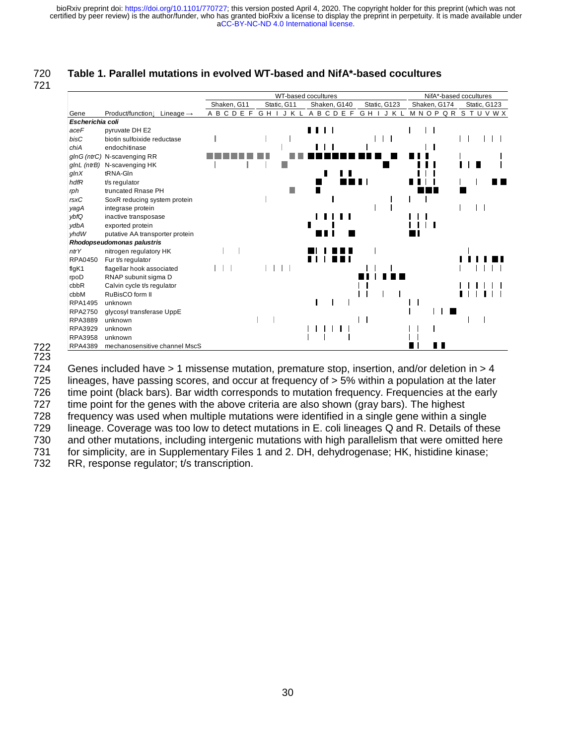**Table 1. Parallel mutations in evolved WT-based and NifA*-based cocultures**

| Gene | Product/function | WT-based cocultures: Shaken, G11 (A–F) | WT-based cocultures: Static, G11 (G–L) | WT-based cocultures: Shaken, G140 (A–F) | WT-based cocultures: Static, G123 (G–L) | NifA*-based cocultures: Shaken, G174 (M–R) | NifA*-based cocultures: Static, G123 (S–X) |
|---|---|---|---|---|---|---|---|
| ***Escherichia coli*** | | | | | | | |
| *aceF* | pyruvate DH E2 | | | | | | |
| *bisC* | biotin sulfoixide reductase | | | | | | |
| *chiA* | endochitinase | | | | | | |
| *glnG (ntrC)* | N-scavenging RR | | | | | | |
| *glnL (ntrB)* | N-scavenging HK | | | | | | |
| *glnX* | tRNA-Gln | | | | | | |
| *hdfR* | t/s regulator | | | | | | |
| *rph* | truncated Rnase PH | | | | | | |
| *rsxC* | SoxR reducing system protein | | | | | | |
| *yagA* | integrase protein | | | | | | |
| *ybfQ* | inactive transposase | | | | | | |
| *ydbA* | exported protein | | | | | | |
| *yhdW* | putative AA transporter protein | | | | | | |
| ***Rhodopseudomonas palustris*** | | | | | | | |
| *ntrY* | nitrogen regulatory HK | | | | | | |
| RPA0450 | Fur t/s regulator | | | | | | |
| flgK1 | flagellar hook associated | | | | | | |
| rpoD | RNAP subunit sigma D | | | | | | |
| cbbR | Calvin cycle t/s regulator | | | | | | |
| cbbM | RuBisCO form II | | | | | | |
| RPA1495 | unknown | | | | | | |
| RPA2750 | glycosyl transferase UppE | | | | | | |
| RPA3889 | unknown | | | | | | |
| RPA3929 | unknown | | | | | | |
| RPA3958 | unknown | | | | | | |
| RPA4389 | mechanosensitive channel MscS | | | | | | |

Genes included have > 1 missense mutation, premature stop, insertion, and/or deletion in > 4 lineages, have passing scores, and occur at frequency of > 5% within a population at the later time point (black bars). Bar width corresponds to mutation frequency. Frequencies at the early time point for the genes with the above criteria are also shown (gray bars). The highest frequency was used when multiple mutations were identified in a single gene within a single lineage. Coverage was too low to detect mutations in E. coli lineages Q and R. Details of these and other mutations, including intergenic mutations with high parallelism that were omitted here for simplicity, are in Supplementary Files 1 and 2. DH, dehydrogenase; HK, histidine kinase; RR, response regulator; t/s transcription.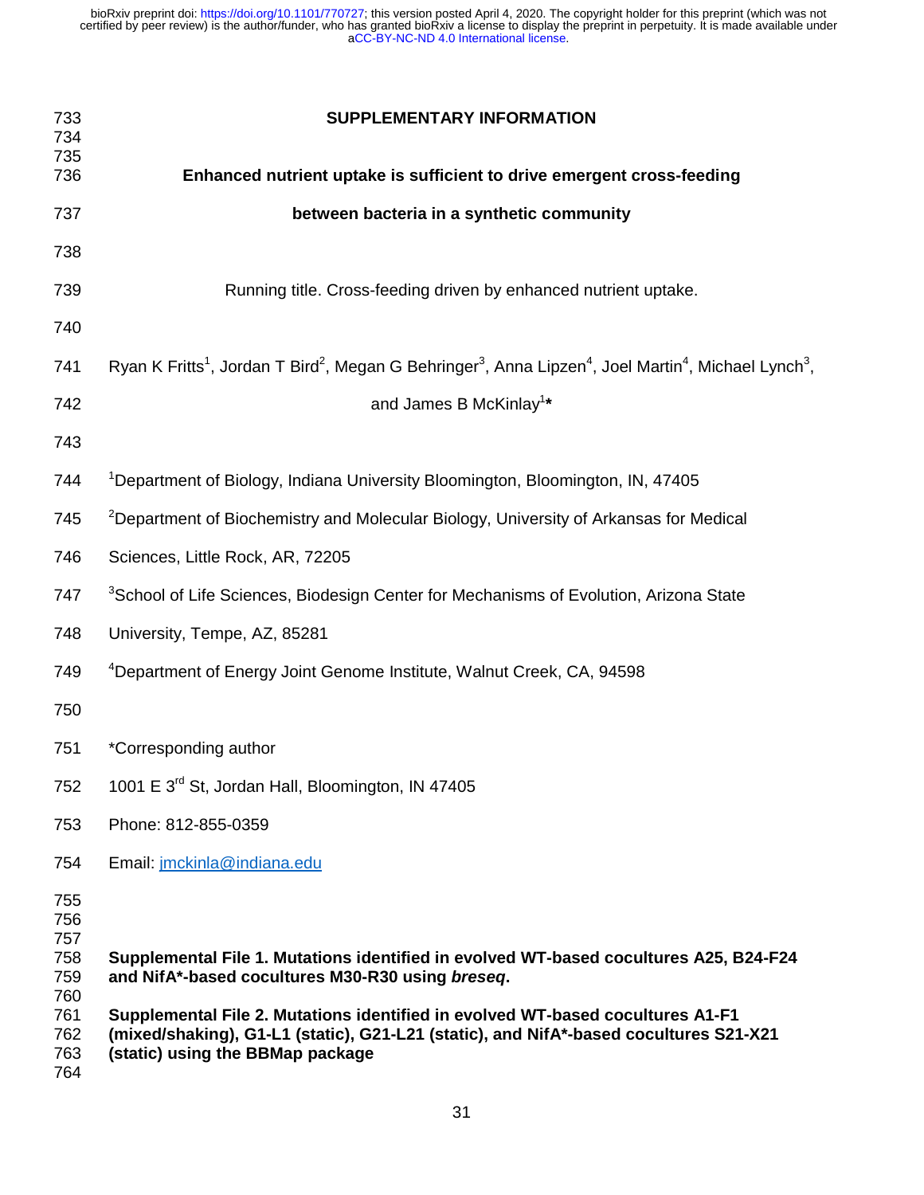# SUPPLEMENTARY INFORMATION

## Enhanced nutrient uptake is sufficient to drive emergent cross-feeding between bacteria in a synthetic community

Running title. Cross-feeding driven by enhanced nutrient uptake.

Ryan K Fritts[1], Jordan T Bird[2], Megan G Behringer[3], Anna Lipzen[4], Joel Martin[4], Michael Lynch[3], and James B McKinlay[1]*

[1]Department of Biology, Indiana University Bloomington, Bloomington, IN, 47405

[2]Department of Biochemistry and Molecular Biology, University of Arkansas for Medical Sciences, Little Rock, AR, 72205

[3]School of Life Sciences, Biodesign Center for Mechanisms of Evolution, Arizona State University, Tempe, AZ, 85281

[4]Department of Energy Joint Genome Institute, Walnut Creek, CA, 94598

*Corresponding author

1001 E 3rd St, Jordan Hall, Bloomington, IN 47405

Phone: 812-855-0359

Email: jmckinla@indiana.edu

**Supplemental File 1. Mutations identified in evolved WT-based cocultures A25, B24-F24 and NifA*-based cocultures M30-R30 using *breseq*.**

**Supplemental File 2. Mutations identified in evolved WT-based cocultures A1-F1 (mixed/shaking), G1-L1 (static), G21-L21 (static), and NifA*-based cocultures S21-X21 (static) using the BBMap package**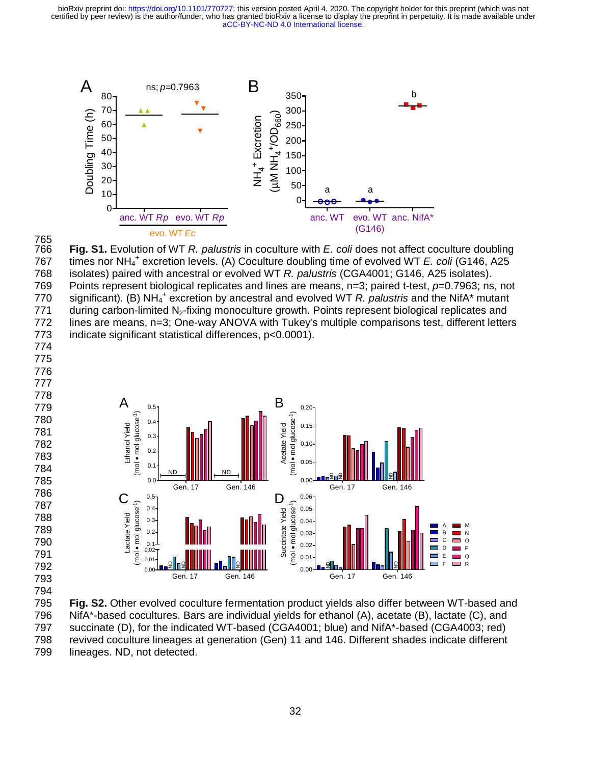**Fig. S1.** Evolution of WT *R. palustris* in coculture with *E. coli* does not affect coculture doubling times nor $NH_4^+$ excretion levels. (A) Coculture doubling time of evolved WT *E. coli* (G146, A25 isolates) paired with ancestral or evolved WT *R. palustris* (CGA4001; G146, A25 isolates). Points represent biological replicates and lines are means, n=3; paired t-test, *p*=0.7963; ns, not significant). (B) $NH_4^+$ excretion by ancestral and evolved WT *R. palustris* and the NifA* mutant during carbon-limited $N_2$-fixing monoculture growth. Points represent biological replicates and lines are means, n=3; One-way ANOVA with Tukey's multiple comparisons test, different letters indicate significant statistical differences, p<0.0001).

**Fig. S2.** Other evolved coculture fermentation product yields also differ between WT-based and NifA*-based cocultures. Bars are individual yields for ethanol (A), acetate (B), lactate (C), and succinate (D), for the indicated WT-based (CGA4001; blue) and NifA*-based (CGA4003; red) revived coculture lineages at generation (Gen) 11 and 146. Different shades indicate different lineages. ND, not detected.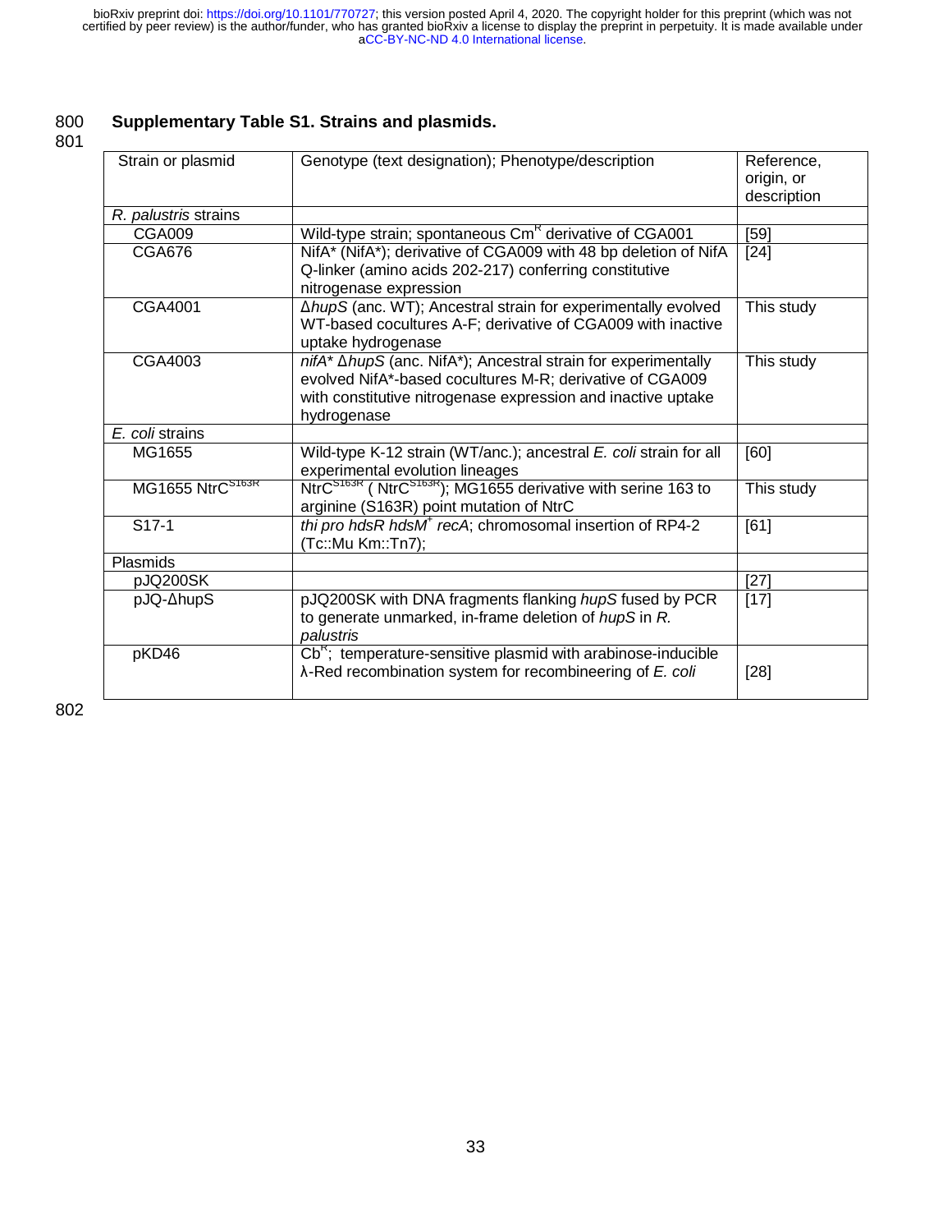**Supplementary Table S1. Strains and plasmids.**

| Strain or plasmid | Genotype (text designation); Phenotype/description | Reference, origin, or description |
|---|---|---|
| *R. palustris* strains | | |
| CGA009 | Wild-type strain; spontaneous $Cm^R$ derivative of CGA001 | [59] |
| CGA676 | NifA* (NifA*); derivative of CGA009 with 48 bp deletion of NifA Q-linker (amino acids 202-217) conferring constitutive nitrogenase expression | [24] |
| CGA4001 | Δ*hupS* (anc. WT); Ancestral strain for experimentally evolved WT-based cocultures A-F; derivative of CGA009 with inactive uptake hydrogenase | This study |
| CGA4003 | *nifA** Δ*hupS* (anc. NifA*); Ancestral strain for experimentally evolved NifA*-based cocultures M-R; derivative of CGA009 with constitutive nitrogenase expression and inactive uptake hydrogenase | This study |
| *E. coli* strains | | |
| MG1655 | Wild-type K-12 strain (WT/anc.); ancestral *E. coli* strain for all experimental evolution lineages | [60] |
| MG1655 $NtrC^{S163R}$ | $NtrC^{S163R}$ ( $NtrC^{S163R}$); MG1655 derivative with serine 163 to arginine (S163R) point mutation of NtrC | This study |
| S17-1 | *thi pro hdsR hdsM*$^+$ *recA*; chromosomal insertion of RP4-2 (Tc::Mu Km::Tn7); | [61] |
| Plasmids | | |
| pJQ200SK | | [27] |
| pJQ-ΔhupS | pJQ200SK with DNA fragments flanking *hupS* fused by PCR to generate unmarked, in-frame deletion of *hupS* in *R. palustris* | [17] |
| pKD46 | $Cb^R$; temperature-sensitive plasmid with arabinose-inducible λ-Red recombination system for recombineering of *E. coli* | [28] |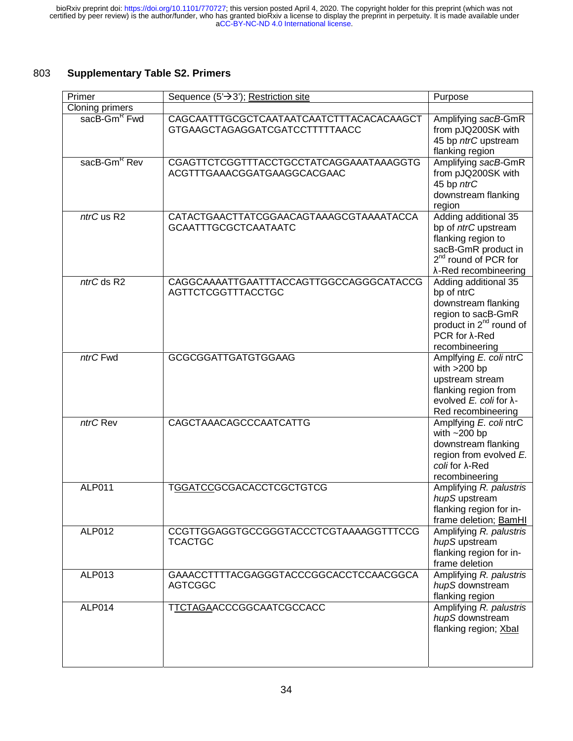803 **Supplementary Table S2. Primers**

| Primer | Sequence (5'→3'); Restriction site | Purpose |
|---|---|---|
| Cloning primers | | |
| sacB-Gm$^R$ Fwd | CAGCAATTTGCGCTCAATAATCAATCTTTACACACAAGCTGTGAAGCTAGAGGATCGATCCTTTTTAACC | Amplifying *sacB*-GmR from pJQ200SK with 45 bp *ntrC* upstream flanking region |
| sacB-Gm$^R$ Rev | CGAGTTCTCGGTTTACCTGCCTATCAGGAAATAAAGGTGACGTTTGAAACGGATGAAGGCACGAAC | Amplifying *sacB*-GmR from pJQ200SK with 45 bp *ntrC* downstream flanking region |
| *ntrC* us R2 | CATACTGAACTTATCGGAACAGTAAAGCGTAAAATACCAGCAATTTGCGCTCAATAATC | Adding additional 35 bp of *ntrC* upstream flanking region to sacB-GmR product in 2nd round of PCR for λ-Red recombineering |
| *ntrC* ds R2 | CAGGCAAAATTGAATTTACCAGTTGGCCAGGGCATACCGAGTTCTCGGTTTACCTGC | Adding additional 35 bp of ntrC downstream flanking region to sacB-GmR product in 2nd round of PCR for λ-Red recombineering |
| *ntrC* Fwd | GCGCGGATTGATGTGGAAG | Amplfying *E. coli* ntrC with >200 bp upstream stream flanking region from evolved *E. coli* for λ-Red recombineering |
| *ntrC* Rev | CAGCTAAACAGCCCAATCATTG | Amplfying *E. coli* ntrC with ~200 bp downstream flanking region from evolved *E. coli* for λ-Red recombineering |
| ALP011 | T<u>GGATCC</u>GCGACACCTCGCTGTCG | Amplifying *R. palustris hupS* upstream flanking region for in-frame deletion; <u>BamHI</u> |
| ALP012 | CCGTTGGAGGTGCCGGGTACCCTCGTAAAAGGTTTCCGTCACTGC | Amplifying *R. palustris hupS* upstream flanking region for in-frame deletion |
| ALP013 | GAAACCTTTTACGAGGGTACCCGGCACCTCCAACGGCAAGTCGGC | Amplifying *R. palustris hupS* downstream flanking region |
| ALP014 | T<u>TCTAGA</u>ACCCGGCAATCGCCACC | Amplifying *R. palustris hupS* downstream flanking region; <u>XbaI</u> |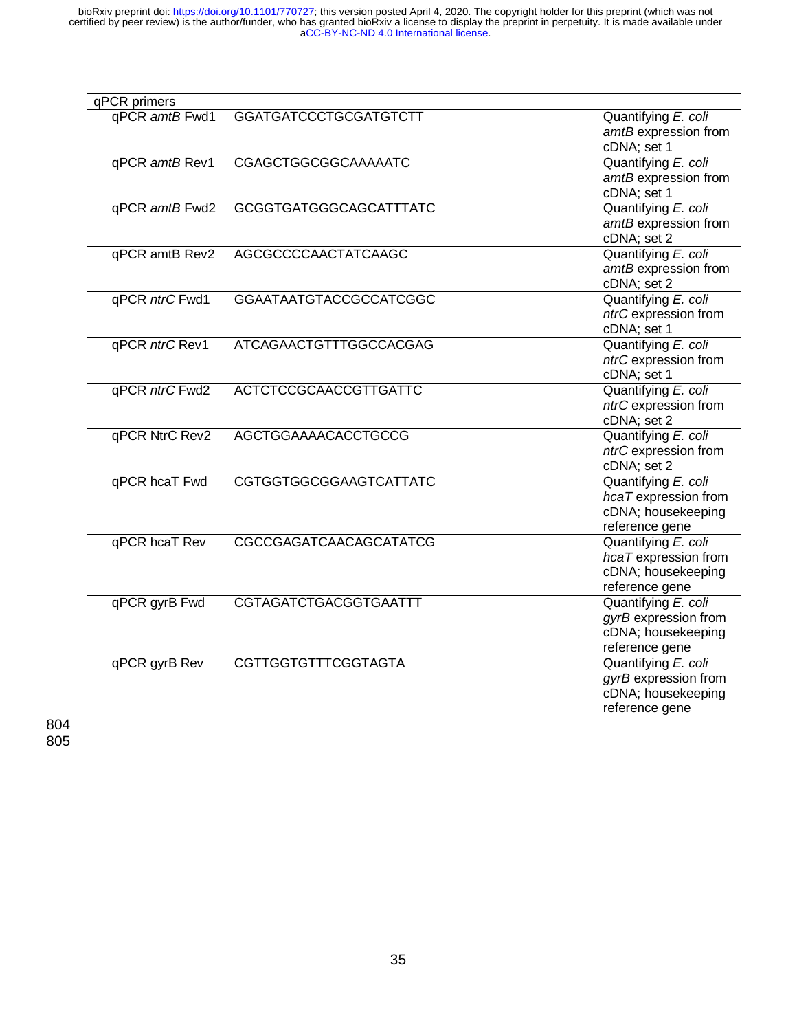| qPCR primers | | |
|---|---|---|
| qPCR *amtB* Fwd1 | GGATGATCCCTGCGATGTCTT | Quantifying *E. coli* *amtB* expression from cDNA; set 1 |
| qPCR *amtB* Rev1 | CGAGCTGGCGGCAAAAATC | Quantifying *E. coli* *amtB* expression from cDNA; set 1 |
| qPCR *amtB* Fwd2 | GCGGTGATGGGCAGCATTTATC | Quantifying *E. coli* *amtB* expression from cDNA; set 2 |
| qPCR amtB Rev2 | AGCGCCCCAACTATCAAGC | Quantifying *E. coli* *amtB* expression from cDNA; set 2 |
| qPCR *ntrC* Fwd1 | GGAATAATGTACCGCCATCGGC | Quantifying *E. coli* *ntrC* expression from cDNA; set 1 |
| qPCR *ntrC* Rev1 | ATCAGAACTGTTTGGCCACGAG | Quantifying *E. coli* *ntrC* expression from cDNA; set 1 |
| qPCR *ntrC* Fwd2 | ACTCTCCGCAACCGTTGATTC | Quantifying *E. coli* *ntrC* expression from cDNA; set 2 |
| qPCR NtrC Rev2 | AGCTGGAAAACACCTGCCG | Quantifying *E. coli* *ntrC* expression from cDNA; set 2 |
| qPCR hcaT Fwd | CGTGGTGGCGGAAGTCATTATC | Quantifying *E. coli* *hcaT* expression from cDNA; housekeeping reference gene |
| qPCR hcaT Rev | CGCCGAGATCAACAGCATATCG | Quantifying *E. coli* *hcaT* expression from cDNA; housekeeping reference gene |
| qPCR gyrB Fwd | CGTAGATCTGACGGTGAATTT | Quantifying *E. coli* *gyrB* expression from cDNA; housekeeping reference gene |
| qPCR gyrB Rev | CGTTGGTGTTTCGGTAGTA | Quantifying *E. coli* *gyrB* expression from cDNA; housekeeping reference gene |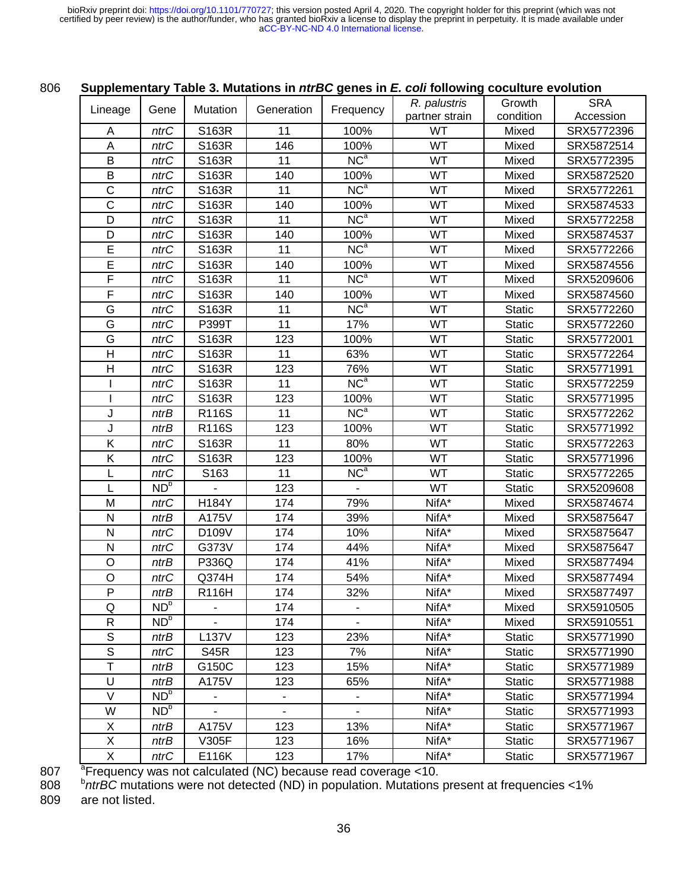**Supplementary Table 3. Mutations in *ntrBC* genes in *E. coli* following coculture evolution**

| Lineage | Gene | Mutation | Generation | Frequency | *R. palustris* partner strain | Growth condition | SRA Accession |
|---|---|---|---|---|---|---|---|
| A | *ntrC* | S163R | 11 | 100% | WT | Mixed | SRX5772396 |
| A | *ntrC* | S163R | 146 | 100% | WT | Mixed | SRX5872514 |
| B | *ntrC* | S163R | 11 | NC[a] | WT | Mixed | SRX5772395 |
| B | *ntrC* | S163R | 140 | 100% | WT | Mixed | SRX5872520 |
| C | *ntrC* | S163R | 11 | NC[a] | WT | Mixed | SRX5772261 |
| C | *ntrC* | S163R | 140 | 100% | WT | Mixed | SRX5874533 |
| D | *ntrC* | S163R | 11 | NC[a] | WT | Mixed | SRX5772258 |
| D | *ntrC* | S163R | 140 | 100% | WT | Mixed | SRX5874537 |
| E | *ntrC* | S163R | 11 | NC[a] | WT | Mixed | SRX5772266 |
| E | *ntrC* | S163R | 140 | 100% | WT | Mixed | SRX5874556 |
| F | *ntrC* | S163R | 11 | NC[a] | WT | Mixed | SRX5209606 |
| F | *ntrC* | S163R | 140 | 100% | WT | Mixed | SRX5874560 |
| G | *ntrC* | S163R | 11 | NC[a] | WT | Static | SRX5772260 |
| G | *ntrC* | P399T | 11 | 17% | WT | Static | SRX5772260 |
| G | *ntrC* | S163R | 123 | 100% | WT | Static | SRX5772001 |
| H | *ntrC* | S163R | 11 | 63% | WT | Static | SRX5772264 |
| H | *ntrC* | S163R | 123 | 76% | WT | Static | SRX5771991 |
| I | *ntrC* | S163R | 11 | NC[a] | WT | Static | SRX5772259 |
| I | *ntrC* | S163R | 123 | 100% | WT | Static | SRX5771995 |
| J | *ntrB* | R116S | 11 | NC[a] | WT | Static | SRX5772262 |
| J | *ntrB* | R116S | 123 | 100% | WT | Static | SRX5771992 |
| K | *ntrC* | S163R | 11 | 80% | WT | Static | SRX5772263 |
| K | *ntrC* | S163R | 123 | 100% | WT | Static | SRX5771996 |
| L | *ntrC* | S163 | 11 | NC[a] | WT | Static | SRX5772265 |
| L | ND[b] | - | 123 | - | WT | Static | SRX5209608 |
| M | *ntrC* | H184Y | 174 | 79% | NifA* | Mixed | SRX5874674 |
| N | *ntrB* | A175V | 174 | 39% | NifA* | Mixed | SRX5875647 |
| N | *ntrC* | D109V | 174 | 10% | NifA* | Mixed | SRX5875647 |
| N | *ntrC* | G373V | 174 | 44% | NifA* | Mixed | SRX5875647 |
| O | *ntrB* | P336Q | 174 | 41% | NifA* | Mixed | SRX5877494 |
| O | *ntrC* | Q374H | 174 | 54% | NifA* | Mixed | SRX5877494 |
| P | *ntrB* | R116H | 174 | 32% | NifA* | Mixed | SRX5877497 |
| Q | ND[b] | - | 174 | - | NifA* | Mixed | SRX5910505 |
| R | ND[b] | - | 174 | - | NifA* | Mixed | SRX5910551 |
| S | *ntrB* | L137V | 123 | 23% | NifA* | Static | SRX5771990 |
| S | *ntrC* | S45R | 123 | 7% | NifA* | Static | SRX5771990 |
| T | *ntrB* | G150C | 123 | 15% | NifA* | Static | SRX5771989 |
| U | *ntrB* | A175V | 123 | 65% | NifA* | Static | SRX5771988 |
| V | ND[b] | - | - | - | NifA* | Static | SRX5771994 |
| W | ND[b] | - | - | - | NifA* | Static | SRX5771993 |
| X | *ntrB* | A175V | 123 | 13% | NifA* | Static | SRX5771967 |
| X | *ntrB* | V305F | 123 | 16% | NifA* | Static | SRX5771967 |
| X | *ntrC* | E116K | 123 | 17% | NifA* | Static | SRX5771967 |

[a]Frequency was not calculated (NC) because read coverage <10.
[b]*ntrBC* mutations were not detected (ND) in population. Mutations present at frequencies <1% are not listed.